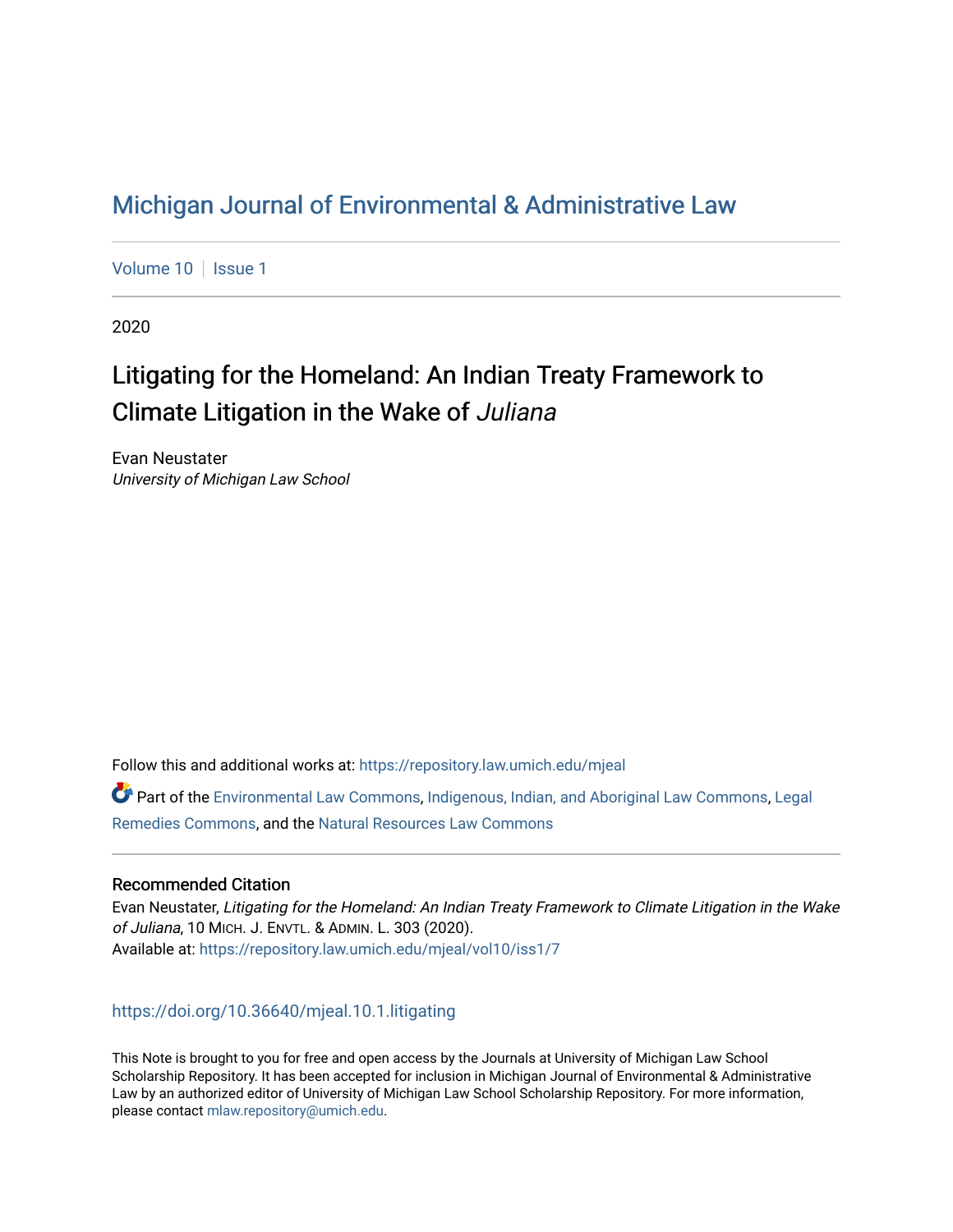# Michigan Journal of Environmental & Administrative Law

Volume 10 | Issue 1

2020

## Litigating for the Homeland: An Indian Treaty Framework to Climate Litigation in the Wake of *Juliana*

Evan Neustater
*University of Michigan Law School*

Follow this and additional works at: https://repository.law.umich.edu/mjeal

Part of the Environmental Law Commons, Indigenous, Indian, and Aboriginal Law Commons, Legal Remedies Commons, and the Natural Resources Law Commons

### Recommended Citation

Evan Neustater, *Litigating for the Homeland: An Indian Treaty Framework to Climate Litigation in the Wake of Juliana*, 10 MICH. J. ENVTL. & ADMIN. L. 303 (2020).
Available at: https://repository.law.umich.edu/mjeal/vol10/iss1/7

https://doi.org/10.36640/mjeal.10.1.litigating

This Note is brought to you for free and open access by the Journals at University of Michigan Law School Scholarship Repository. It has been accepted for inclusion in Michigan Journal of Environmental & Administrative Law by an authorized editor of University of Michigan Law School Scholarship Repository. For more information, please contact mlaw.repository@umich.edu.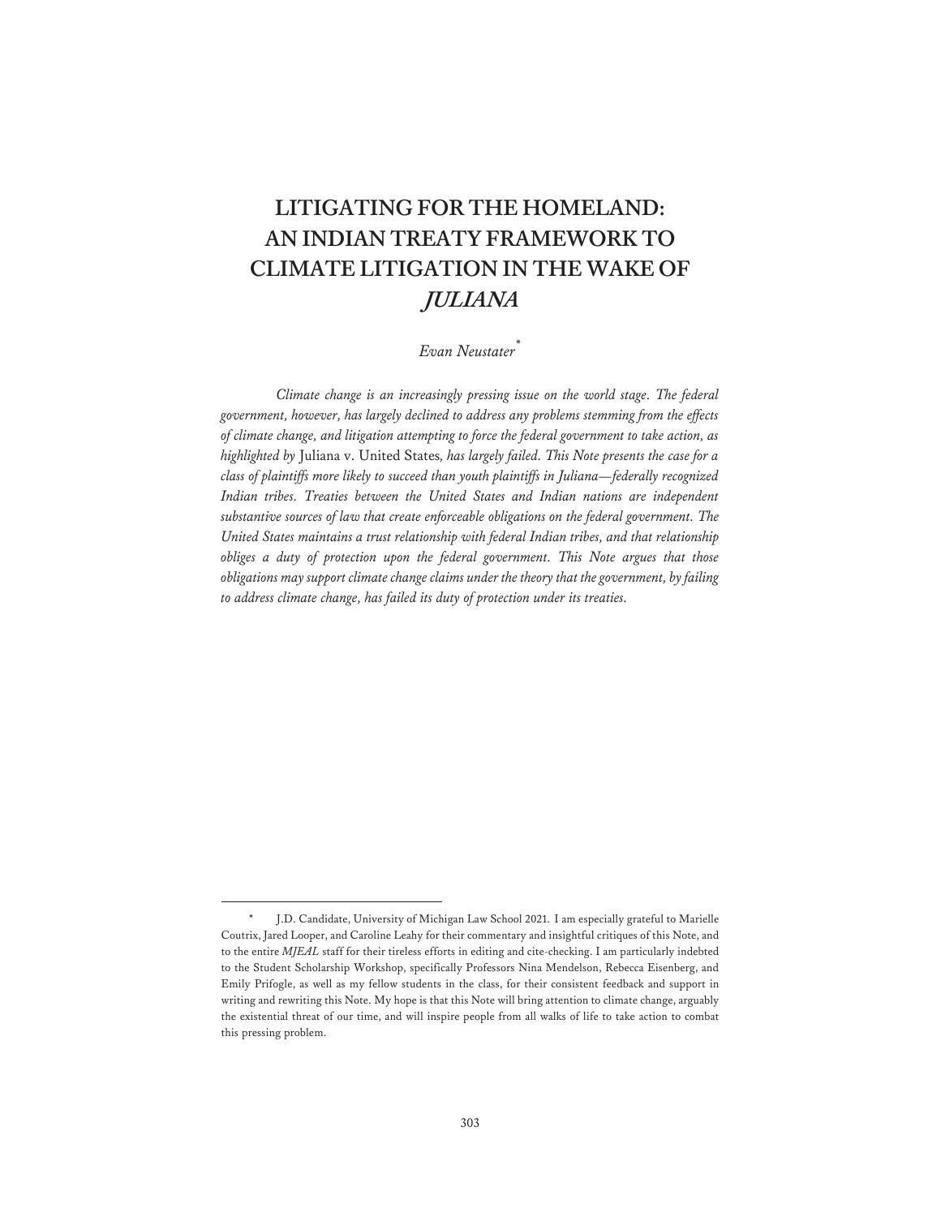# LITIGATING FOR THE HOMELAND: AN INDIAN TREATY FRAMEWORK TO CLIMATE LITIGATION IN THE WAKE OF *JULIANA*

*Evan Neustater*[*]

*Climate change is an increasingly pressing issue on the world stage. The federal government, however, has largely declined to address any problems stemming from the effects of climate change, and litigation attempting to force the federal government to take action, as highlighted by* Juliana v. United States*, has largely failed. This Note presents the case for a class of plaintiffs more likely to succeed than youth plaintiffs in Juliana—federally recognized Indian tribes. Treaties between the United States and Indian nations are independent substantive sources of law that create enforceable obligations on the federal government. The United States maintains a trust relationship with federal Indian tribes, and that relationship obliges a duty of protection upon the federal government. This Note argues that those obligations may support climate change claims under the theory that the government, by failing to address climate change, has failed its duty of protection under its treaties.*

---

[*] J.D. Candidate, University of Michigan Law School 2021. I am especially grateful to Marielle Coutrix, Jared Looper, and Caroline Leahy for their commentary and insightful critiques of this Note, and to the entire *MJEAL* staff for their tireless efforts in editing and cite-checking. I am particularly indebted to the Student Scholarship Workshop, specifically Professors Nina Mendelson, Rebecca Eisenberg, and Emily Prifogle, as well as my fellow students in the class, for their consistent feedback and support in writing and rewriting this Note. My hope is that this Note will bring attention to climate change, arguably the existential threat of our time, and will inspire people from all walks of life to take action to combat this pressing problem.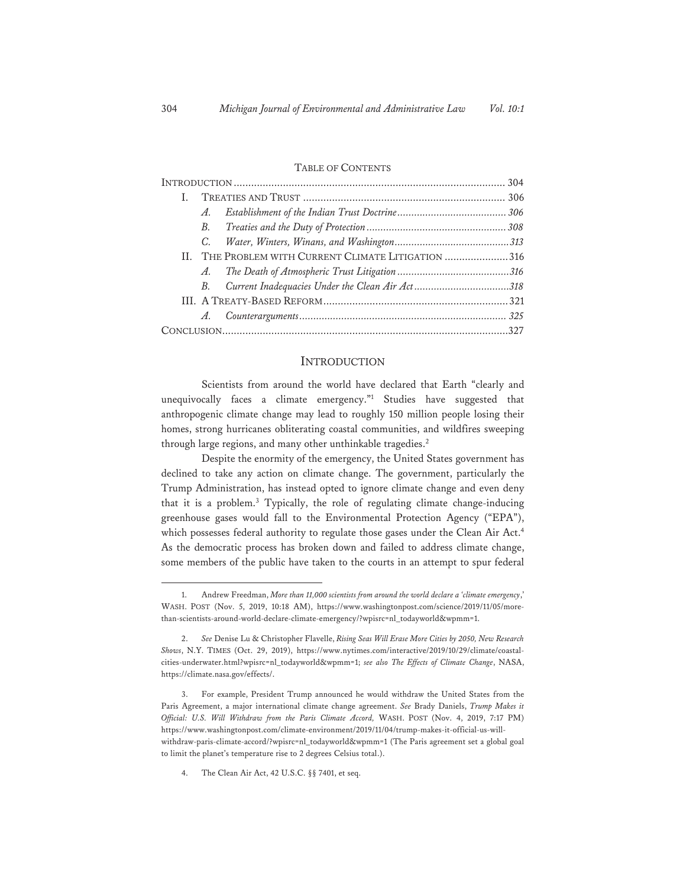## Table of Contents

| | |
|---|---|
| Introduction | 304 |
| I. Treaties and Trust | 306 |
| *A. Establishment of the Indian Trust Doctrine* | 306 |
| *B. Treaties and the Duty of Protection* | 308 |
| *C. Water, Winters, Winans, and Washington* | 313 |
| II. The Problem with Current Climate Litigation | 316 |
| *A. The Death of Atmospheric Trust Litigation* | 316 |
| *B. Current Inadequacies Under the Clean Air Act* | 318 |
| III. A Treaty-Based Reform | 321 |
| *A. Counterarguments* | 325 |
| Conclusion | 327 |

## Introduction

Scientists from around the world have declared that Earth "clearly and unequivocally faces a climate emergency."[1] Studies have suggested that anthropogenic climate change may lead to roughly 150 million people losing their homes, strong hurricanes obliterating coastal communities, and wildfires sweeping through large regions, and many other unthinkable tragedies.[2]

Despite the enormity of the emergency, the United States government has declined to take any action on climate change. The government, particularly the Trump Administration, has instead opted to ignore climate change and even deny that it is a problem.[3] Typically, the role of regulating climate change-inducing greenhouse gases would fall to the Environmental Protection Agency ("EPA"), which possesses federal authority to regulate those gases under the Clean Air Act.[4] As the democratic process has broken down and failed to address climate change, some members of the public have taken to the courts in an attempt to spur federal

---

1. Andrew Freedman, *More than 11,000 scientists from around the world declare a 'climate emergency*,' WASH. POST (Nov. 5, 2019, 10:18 AM), https://www.washingtonpost.com/science/2019/11/05/more-than-scientists-around-world-declare-climate-emergency/?wpisrc=nl_todayworld&wpmm=1.

2. *See* Denise Lu & Christopher Flavelle, *Rising Seas Will Erase More Cities by 2050, New Research Shows*, N.Y. TIMES (Oct. 29, 2019), https://www.nytimes.com/interactive/2019/10/29/climate/coastal-cities-underwater.html?wpisrc=nl_todayworld&wpmm=1; *see also The Effects of Climate Change*, NASA, https://climate.nasa.gov/effects/.

3. For example, President Trump announced he would withdraw the United States from the Paris Agreement, a major international climate change agreement. *See* Brady Daniels, *Trump Makes it Official: U.S. Will Withdraw from the Paris Climate Accord,* WASH. POST (Nov. 4, 2019, 7:17 PM) https://www.washingtonpost.com/climate-environment/2019/11/04/trump-makes-it-official-us-will-withdraw-paris-climate-accord/?wpisrc=nl_todayworld&wpmm=1 (The Paris agreement set a global goal to limit the planet's temperature rise to 2 degrees Celsius total.).

4. The Clean Air Act, 42 U.S.C. §§ 7401, et seq.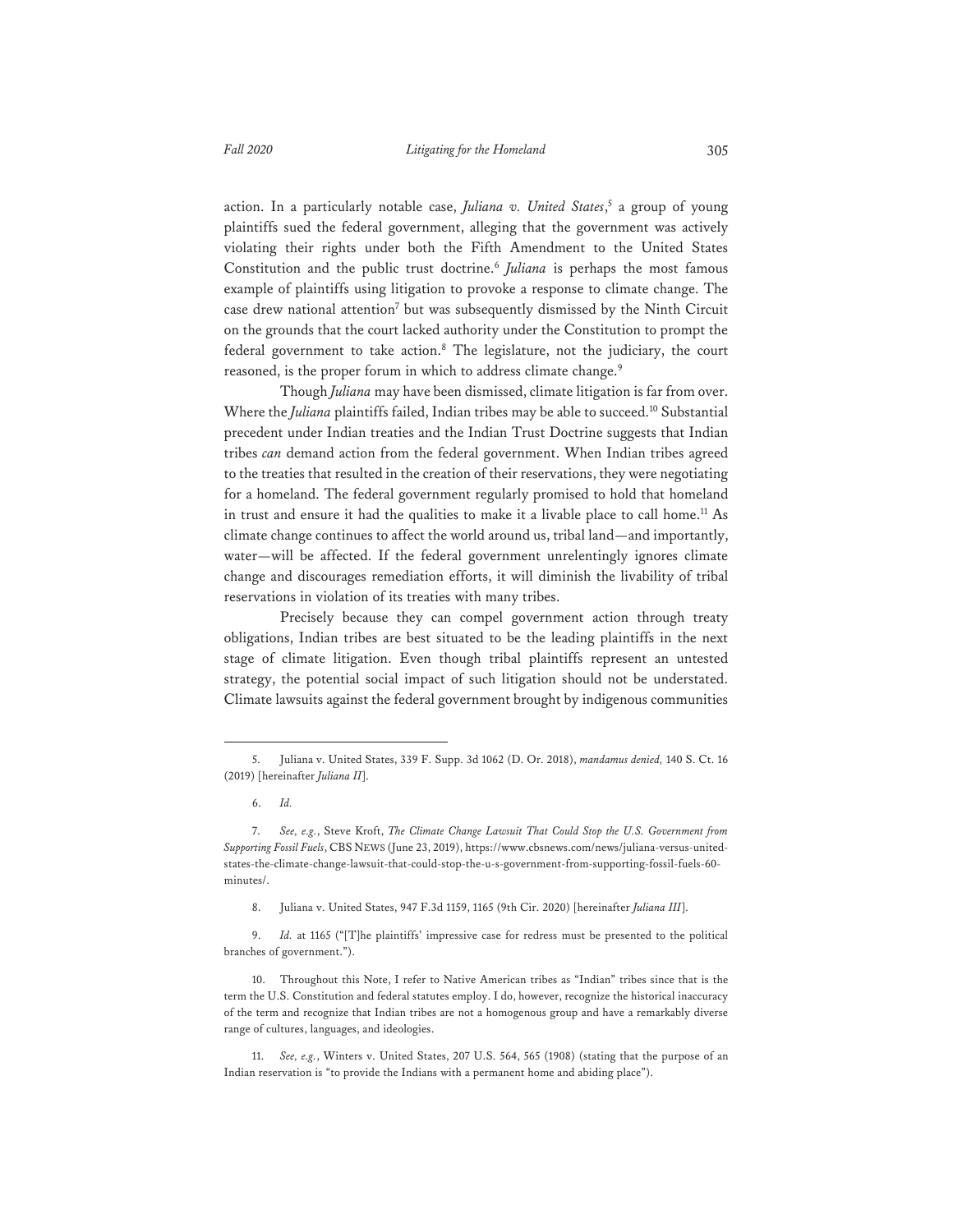action. In a particularly notable case, *Juliana v. United States*,[5] a group of young plaintiffs sued the federal government, alleging that the government was actively violating their rights under both the Fifth Amendment to the United States Constitution and the public trust doctrine.[6] *Juliana* is perhaps the most famous example of plaintiffs using litigation to provoke a response to climate change. The case drew national attention[7] but was subsequently dismissed by the Ninth Circuit on the grounds that the court lacked authority under the Constitution to prompt the federal government to take action.[8] The legislature, not the judiciary, the court reasoned, is the proper forum in which to address climate change.[9]

Though *Juliana* may have been dismissed, climate litigation is far from over. Where the *Juliana* plaintiffs failed, Indian tribes may be able to succeed.[10] Substantial precedent under Indian treaties and the Indian Trust Doctrine suggests that Indian tribes *can* demand action from the federal government. When Indian tribes agreed to the treaties that resulted in the creation of their reservations, they were negotiating for a homeland. The federal government regularly promised to hold that homeland in trust and ensure it had the qualities to make it a livable place to call home.[11] As climate change continues to affect the world around us, tribal land—and importantly, water—will be affected. If the federal government unrelentingly ignores climate change and discourages remediation efforts, it will diminish the livability of tribal reservations in violation of its treaties with many tribes.

Precisely because they can compel government action through treaty obligations, Indian tribes are best situated to be the leading plaintiffs in the next stage of climate litigation. Even though tribal plaintiffs represent an untested strategy, the potential social impact of such litigation should not be understated. Climate lawsuits against the federal government brought by indigenous communities

---

5. Juliana v. United States, 339 F. Supp. 3d 1062 (D. Or. 2018), *mandamus denied,* 140 S. Ct. 16 (2019) [hereinafter *Juliana II*].

6. *Id.*

7. *See, e.g.*, Steve Kroft, *The Climate Change Lawsuit That Could Stop the U.S. Government from Supporting Fossil Fuels*, CBS NEWS (June 23, 2019), https://www.cbsnews.com/news/juliana-versus-united-states-the-climate-change-lawsuit-that-could-stop-the-u-s-government-from-supporting-fossil-fuels-60-minutes/.

8. Juliana v. United States, 947 F.3d 1159, 1165 (9th Cir. 2020) [hereinafter *Juliana III*].

9. *Id.* at 1165 ("[T]he plaintiffs' impressive case for redress must be presented to the political branches of government.").

10. Throughout this Note, I refer to Native American tribes as "Indian" tribes since that is the term the U.S. Constitution and federal statutes employ. I do, however, recognize the historical inaccuracy of the term and recognize that Indian tribes are not a homogenous group and have a remarkably diverse range of cultures, languages, and ideologies.

11. *See, e.g.*, Winters v. United States, 207 U.S. 564, 565 (1908) (stating that the purpose of an Indian reservation is "to provide the Indians with a permanent home and abiding place").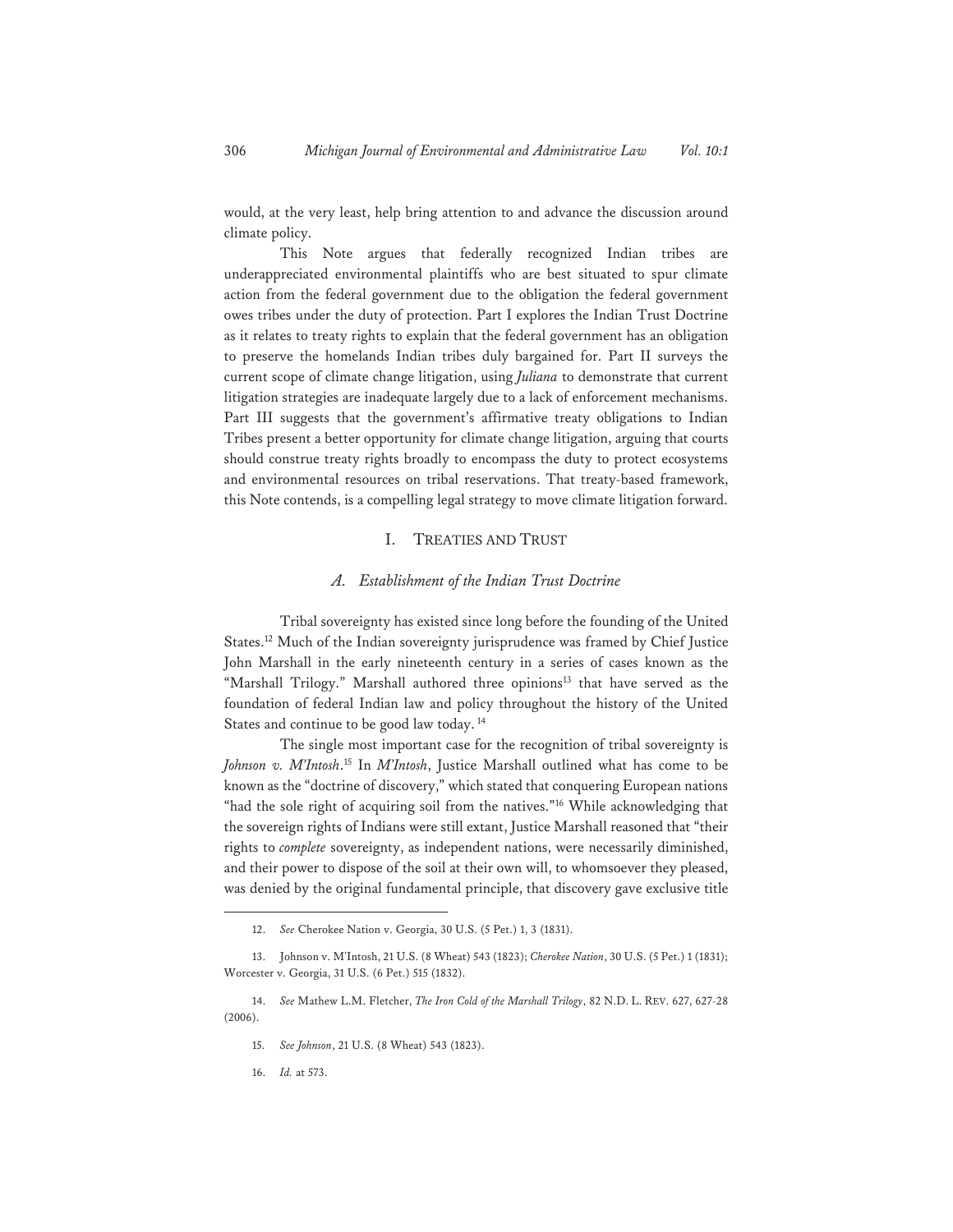would, at the very least, help bring attention to and advance the discussion around climate policy.

This Note argues that federally recognized Indian tribes are underappreciated environmental plaintiffs who are best situated to spur climate action from the federal government due to the obligation the federal government owes tribes under the duty of protection. Part I explores the Indian Trust Doctrine as it relates to treaty rights to explain that the federal government has an obligation to preserve the homelands Indian tribes duly bargained for. Part II surveys the current scope of climate change litigation, using *Juliana* to demonstrate that current litigation strategies are inadequate largely due to a lack of enforcement mechanisms. Part III suggests that the government's affirmative treaty obligations to Indian Tribes present a better opportunity for climate change litigation, arguing that courts should construe treaty rights broadly to encompass the duty to protect ecosystems and environmental resources on tribal reservations. That treaty-based framework, this Note contends, is a compelling legal strategy to move climate litigation forward.

## I. TREATIES AND TRUST

### *A. Establishment of the Indian Trust Doctrine*

Tribal sovereignty has existed since long before the founding of the United States.[12] Much of the Indian sovereignty jurisprudence was framed by Chief Justice John Marshall in the early nineteenth century in a series of cases known as the "Marshall Trilogy." Marshall authored three opinions[13] that have served as the foundation of federal Indian law and policy throughout the history of the United States and continue to be good law today.[14]

The single most important case for the recognition of tribal sovereignty is *Johnson v. M'Intosh*.[15] In *M'Intosh*, Justice Marshall outlined what has come to be known as the "doctrine of discovery," which stated that conquering European nations "had the sole right of acquiring soil from the natives."[16] While acknowledging that the sovereign rights of Indians were still extant, Justice Marshall reasoned that "their rights to *complete* sovereignty, as independent nations, were necessarily diminished, and their power to dispose of the soil at their own will, to whomsoever they pleased, was denied by the original fundamental principle, that discovery gave exclusive title

---

12. *See* Cherokee Nation v. Georgia, 30 U.S. (5 Pet.) 1, 3 (1831).

13. Johnson v. M'Intosh, 21 U.S. (8 Wheat) 543 (1823); *Cherokee Nation*, 30 U.S. (5 Pet.) 1 (1831); Worcester v. Georgia, 31 U.S. (6 Pet.) 515 (1832).

14. *See* Mathew L.M. Fletcher, *The Iron Cold of the Marshall Trilogy*, 82 N.D. L. REV. 627, 627-28 (2006).

15. *See Johnson*, 21 U.S. (8 Wheat) 543 (1823).

16. *Id.* at 573.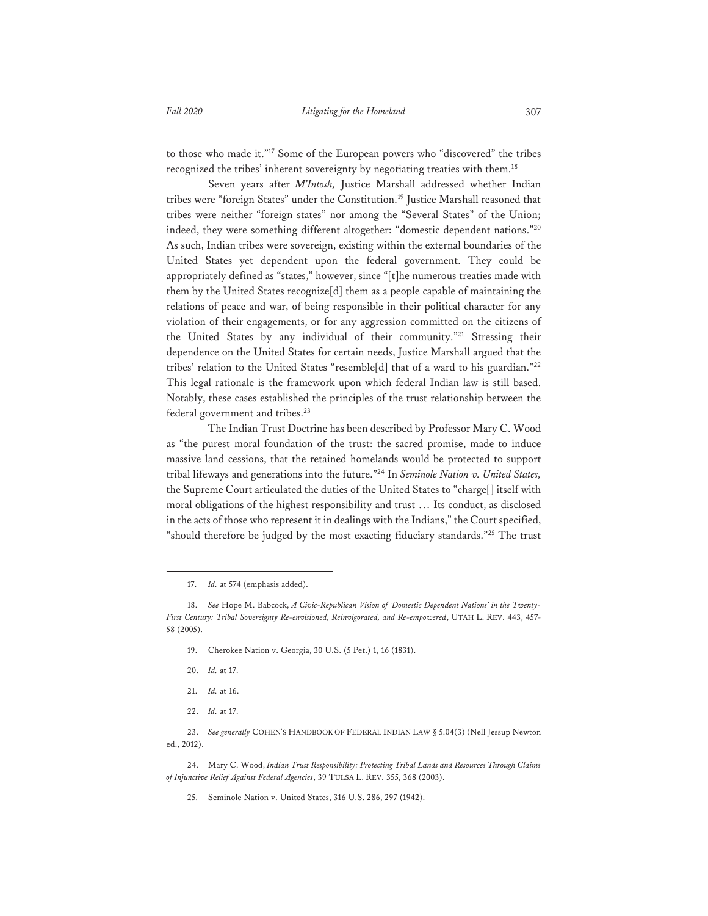to those who made it."[17] Some of the European powers who "discovered" the tribes recognized the tribes' inherent sovereignty by negotiating treaties with them.[18]

Seven years after *M'Intosh,* Justice Marshall addressed whether Indian tribes were "foreign States" under the Constitution.[19] Justice Marshall reasoned that tribes were neither "foreign states" nor among the "Several States" of the Union; indeed, they were something different altogether: "domestic dependent nations."[20] As such, Indian tribes were sovereign, existing within the external boundaries of the United States yet dependent upon the federal government. They could be appropriately defined as "states," however, since "[t]he numerous treaties made with them by the United States recognize[d] them as a people capable of maintaining the relations of peace and war, of being responsible in their political character for any violation of their engagements, or for any aggression committed on the citizens of the United States by any individual of their community."[21] Stressing their dependence on the United States for certain needs, Justice Marshall argued that the tribes' relation to the United States "resemble[d] that of a ward to his guardian."[22] This legal rationale is the framework upon which federal Indian law is still based. Notably, these cases established the principles of the trust relationship between the federal government and tribes.[23]

The Indian Trust Doctrine has been described by Professor Mary C. Wood as "the purest moral foundation of the trust: the sacred promise, made to induce massive land cessions, that the retained homelands would be protected to support tribal lifeways and generations into the future."[24] In *Seminole Nation v. United States,* the Supreme Court articulated the duties of the United States to "charge[] itself with moral obligations of the highest responsibility and trust … Its conduct, as disclosed in the acts of those who represent it in dealings with the Indians," the Court specified, "should therefore be judged by the most exacting fiduciary standards."[25] The trust

---

17. *Id.* at 574 (emphasis added).

18. *See* Hope M. Babcock, *A Civic-Republican Vision of 'Domestic Dependent Nations' in the Twenty-First Century: Tribal Sovereignty Re-envisioned, Reinvigorated, and Re-empowered*, UTAH L. REV. 443, 457-58 (2005).

19. Cherokee Nation v. Georgia, 30 U.S. (5 Pet.) 1, 16 (1831).

20. *Id.* at 17.

21. *Id.* at 16.

22. *Id.* at 17.

23. *See generally* COHEN'S HANDBOOK OF FEDERAL INDIAN LAW § 5.04(3) (Nell Jessup Newton ed., 2012).

24. Mary C. Wood, *Indian Trust Responsibility: Protecting Tribal Lands and Resources Through Claims of Injunctive Relief Against Federal Agencies*, 39 TULSA L. REV. 355, 368 (2003).

25. Seminole Nation v. United States, 316 U.S. 286, 297 (1942).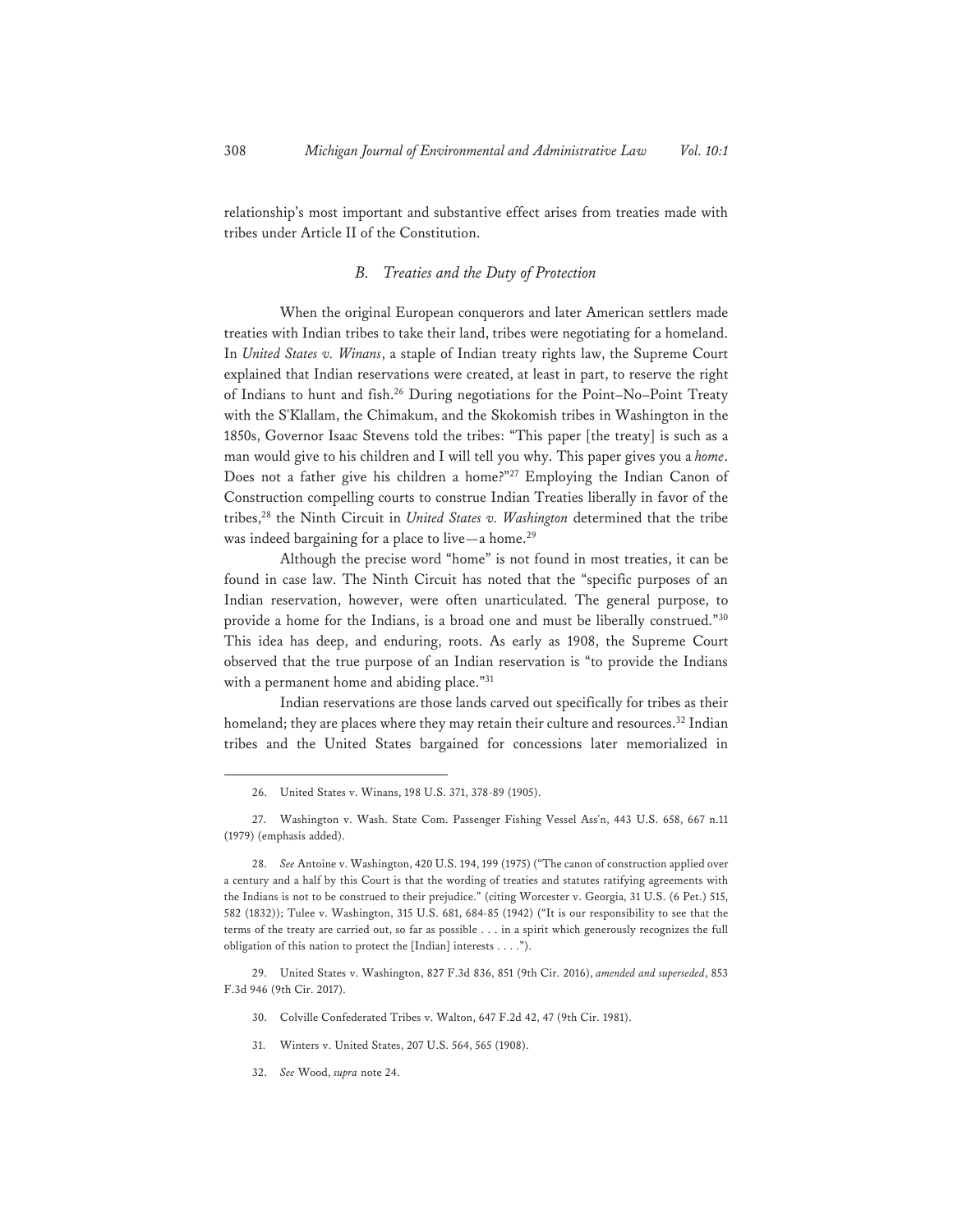relationship's most important and substantive effect arises from treaties made with tribes under Article II of the Constitution.

### *B. Treaties and the Duty of Protection*

When the original European conquerors and later American settlers made treaties with Indian tribes to take their land, tribes were negotiating for a homeland. In *United States v. Winans*, a staple of Indian treaty rights law, the Supreme Court explained that Indian reservations were created, at least in part, to reserve the right of Indians to hunt and fish.[26] During negotiations for the Point–No–Point Treaty with the S'Klallam, the Chimakum, and the Skokomish tribes in Washington in the 1850s, Governor Isaac Stevens told the tribes: "This paper [the treaty] is such as a man would give to his children and I will tell you why. This paper gives you a *home*. Does not a father give his children a home?"[27] Employing the Indian Canon of Construction compelling courts to construe Indian Treaties liberally in favor of the tribes,[28] the Ninth Circuit in *United States v. Washington* determined that the tribe was indeed bargaining for a place to live—a home.[29]

Although the precise word "home" is not found in most treaties, it can be found in case law. The Ninth Circuit has noted that the "specific purposes of an Indian reservation, however, were often unarticulated. The general purpose, to provide a home for the Indians, is a broad one and must be liberally construed."[30] This idea has deep, and enduring, roots. As early as 1908, the Supreme Court observed that the true purpose of an Indian reservation is "to provide the Indians with a permanent home and abiding place."[31]

Indian reservations are those lands carved out specifically for tribes as their homeland; they are places where they may retain their culture and resources.[32] Indian tribes and the United States bargained for concessions later memorialized in

---

26. United States v. Winans, 198 U.S. 371, 378-89 (1905).

27. Washington v. Wash. State Com. Passenger Fishing Vessel Ass'n, 443 U.S. 658, 667 n.11 (1979) (emphasis added).

28. *See* Antoine v. Washington, 420 U.S. 194, 199 (1975) ("The canon of construction applied over a century and a half by this Court is that the wording of treaties and statutes ratifying agreements with the Indians is not to be construed to their prejudice." (citing Worcester v. Georgia, 31 U.S. (6 Pet.) 515, 582 (1832)); Tulee v. Washington, 315 U.S. 681, 684-85 (1942) ("It is our responsibility to see that the terms of the treaty are carried out, so far as possible . . . in a spirit which generously recognizes the full obligation of this nation to protect the [Indian] interests . . . .").

29. United States v. Washington, 827 F.3d 836, 851 (9th Cir. 2016), *amended and superseded*, 853 F.3d 946 (9th Cir. 2017).

30. Colville Confederated Tribes v. Walton, 647 F.2d 42, 47 (9th Cir. 1981).

31. Winters v. United States, 207 U.S. 564, 565 (1908).

32. *See* Wood, *supra* note 24.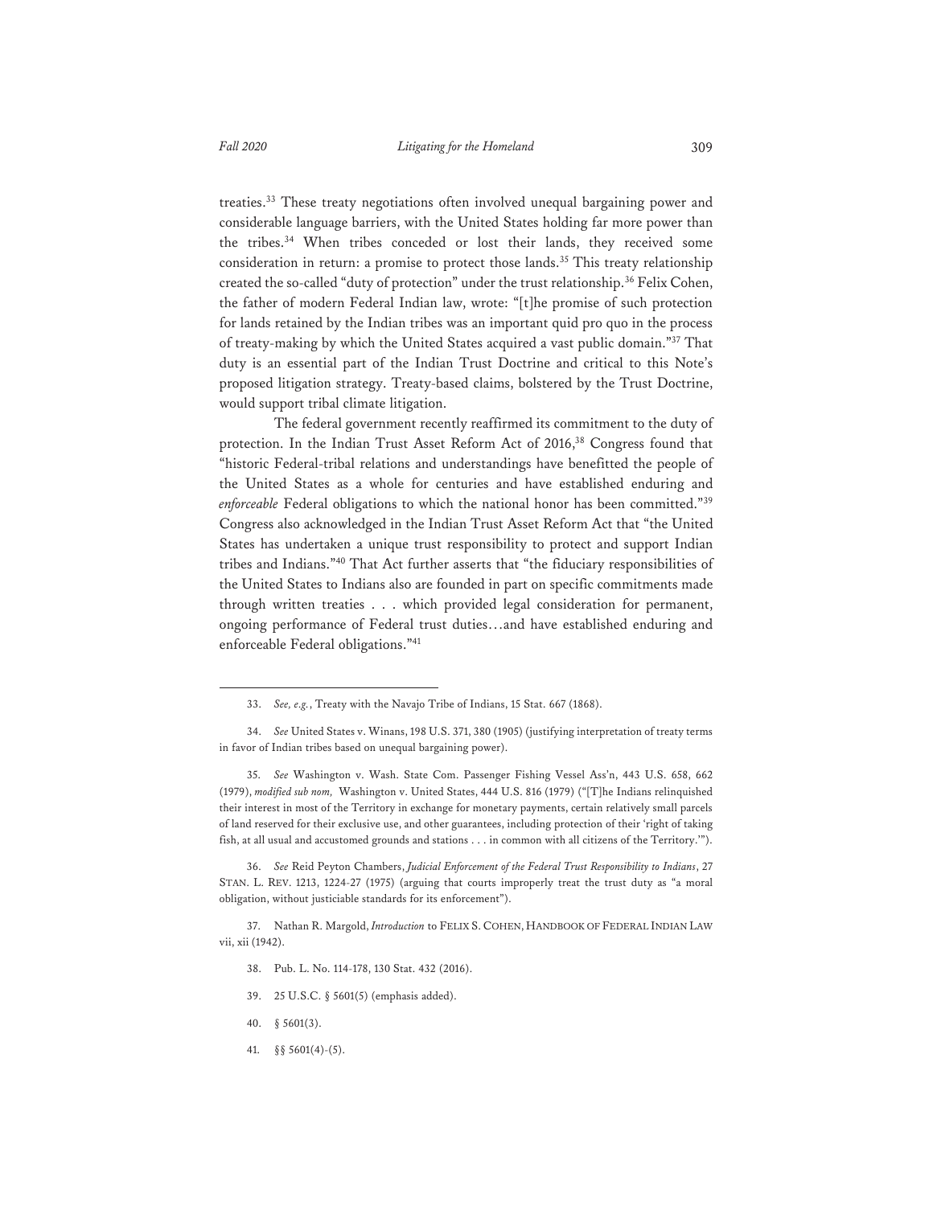treaties.[33] These treaty negotiations often involved unequal bargaining power and considerable language barriers, with the United States holding far more power than the tribes.[34] When tribes conceded or lost their lands, they received some consideration in return: a promise to protect those lands.[35] This treaty relationship created the so-called "duty of protection" under the trust relationship.[36] Felix Cohen, the father of modern Federal Indian law, wrote: "[t]he promise of such protection for lands retained by the Indian tribes was an important quid pro quo in the process of treaty-making by which the United States acquired a vast public domain."[37] That duty is an essential part of the Indian Trust Doctrine and critical to this Note's proposed litigation strategy. Treaty-based claims, bolstered by the Trust Doctrine, would support tribal climate litigation.

The federal government recently reaffirmed its commitment to the duty of protection. In the Indian Trust Asset Reform Act of 2016,[38] Congress found that "historic Federal-tribal relations and understandings have benefitted the people of the United States as a whole for centuries and have established enduring and *enforceable* Federal obligations to which the national honor has been committed."[39] Congress also acknowledged in the Indian Trust Asset Reform Act that "the United States has undertaken a unique trust responsibility to protect and support Indian tribes and Indians."[40] That Act further asserts that "the fiduciary responsibilities of the United States to Indians also are founded in part on specific commitments made through written treaties . . . which provided legal consideration for permanent, ongoing performance of Federal trust duties…and have established enduring and enforceable Federal obligations."[41]

---

33. *See, e.g.*, Treaty with the Navajo Tribe of Indians, 15 Stat. 667 (1868).

34. *See* United States v. Winans, 198 U.S. 371, 380 (1905) (justifying interpretation of treaty terms in favor of Indian tribes based on unequal bargaining power).

35. *See* Washington v. Wash. State Com. Passenger Fishing Vessel Ass'n, 443 U.S. 658, 662 (1979), *modified sub nom,* Washington v. United States, 444 U.S. 816 (1979) ("[T]he Indians relinquished their interest in most of the Territory in exchange for monetary payments, certain relatively small parcels of land reserved for their exclusive use, and other guarantees, including protection of their 'right of taking fish, at all usual and accustomed grounds and stations . . . in common with all citizens of the Territory.'").

36. *See* Reid Peyton Chambers, *Judicial Enforcement of the Federal Trust Responsibility to Indians*, 27 STAN. L. REV. 1213, 1224-27 (1975) (arguing that courts improperly treat the trust duty as "a moral obligation, without justiciable standards for its enforcement").

37. Nathan R. Margold, *Introduction* to FELIX S. COHEN, HANDBOOK OF FEDERAL INDIAN LAW vii, xii (1942).

38. Pub. L. No. 114-178, 130 Stat. 432 (2016).

39. 25 U.S.C. § 5601(5) (emphasis added).

40. § 5601(3).

41. §§ 5601(4)-(5).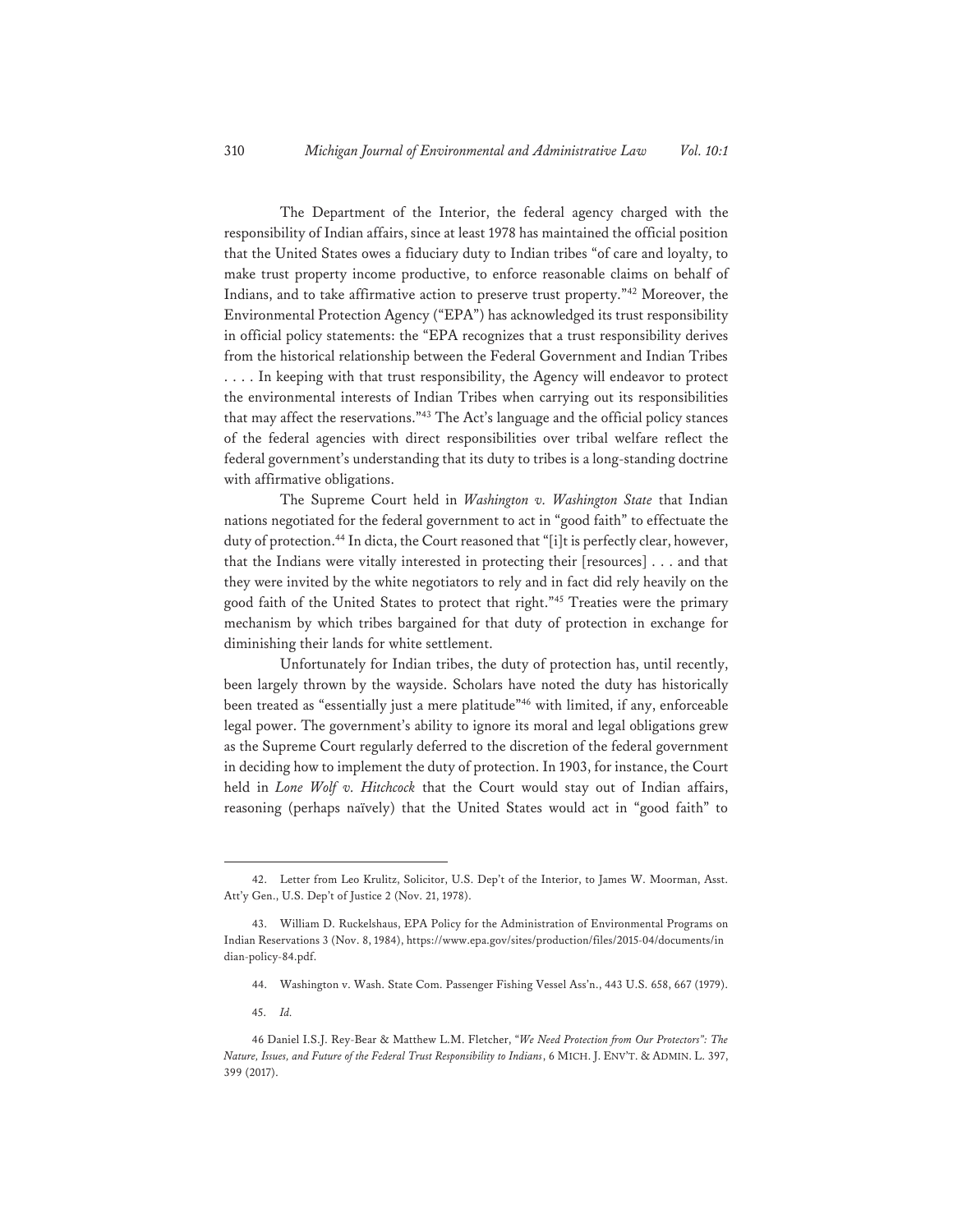The Department of the Interior, the federal agency charged with the responsibility of Indian affairs, since at least 1978 has maintained the official position that the United States owes a fiduciary duty to Indian tribes "of care and loyalty, to make trust property income productive, to enforce reasonable claims on behalf of Indians, and to take affirmative action to preserve trust property."[42] Moreover, the Environmental Protection Agency ("EPA") has acknowledged its trust responsibility in official policy statements: the "EPA recognizes that a trust responsibility derives from the historical relationship between the Federal Government and Indian Tribes . . . . In keeping with that trust responsibility, the Agency will endeavor to protect the environmental interests of Indian Tribes when carrying out its responsibilities that may affect the reservations."[43] The Act's language and the official policy stances of the federal agencies with direct responsibilities over tribal welfare reflect the federal government's understanding that its duty to tribes is a long-standing doctrine with affirmative obligations.

The Supreme Court held in *Washington v. Washington State* that Indian nations negotiated for the federal government to act in "good faith" to effectuate the duty of protection.[44] In dicta, the Court reasoned that "[i]t is perfectly clear, however, that the Indians were vitally interested in protecting their [resources] . . . and that they were invited by the white negotiators to rely and in fact did rely heavily on the good faith of the United States to protect that right."[45] Treaties were the primary mechanism by which tribes bargained for that duty of protection in exchange for diminishing their lands for white settlement.

Unfortunately for Indian tribes, the duty of protection has, until recently, been largely thrown by the wayside. Scholars have noted the duty has historically been treated as "essentially just a mere platitude"[46] with limited, if any, enforceable legal power. The government's ability to ignore its moral and legal obligations grew as the Supreme Court regularly deferred to the discretion of the federal government in deciding how to implement the duty of protection. In 1903, for instance, the Court held in *Lone Wolf v. Hitchcock* that the Court would stay out of Indian affairs, reasoning (perhaps naïvely) that the United States would act in "good faith" to

---

42. Letter from Leo Krulitz, Solicitor, U.S. Dep't of the Interior, to James W. Moorman, Asst. Att'y Gen., U.S. Dep't of Justice 2 (Nov. 21, 1978).

43. William D. Ruckelshaus, EPA Policy for the Administration of Environmental Programs on Indian Reservations 3 (Nov. 8, 1984), https://www.epa.gov/sites/production/files/2015-04/documents/indian-policy-84.pdf.

44. Washington v. Wash. State Com. Passenger Fishing Vessel Ass'n., 443 U.S. 658, 667 (1979).

45. *Id.*

46 Daniel I.S.J. Rey-Bear & Matthew L.M. Fletcher, *"We Need Protection from Our Protectors": The Nature, Issues, and Future of the Federal Trust Responsibility to Indians*, 6 MICH. J. ENV'T. & ADMIN. L. 397, 399 (2017).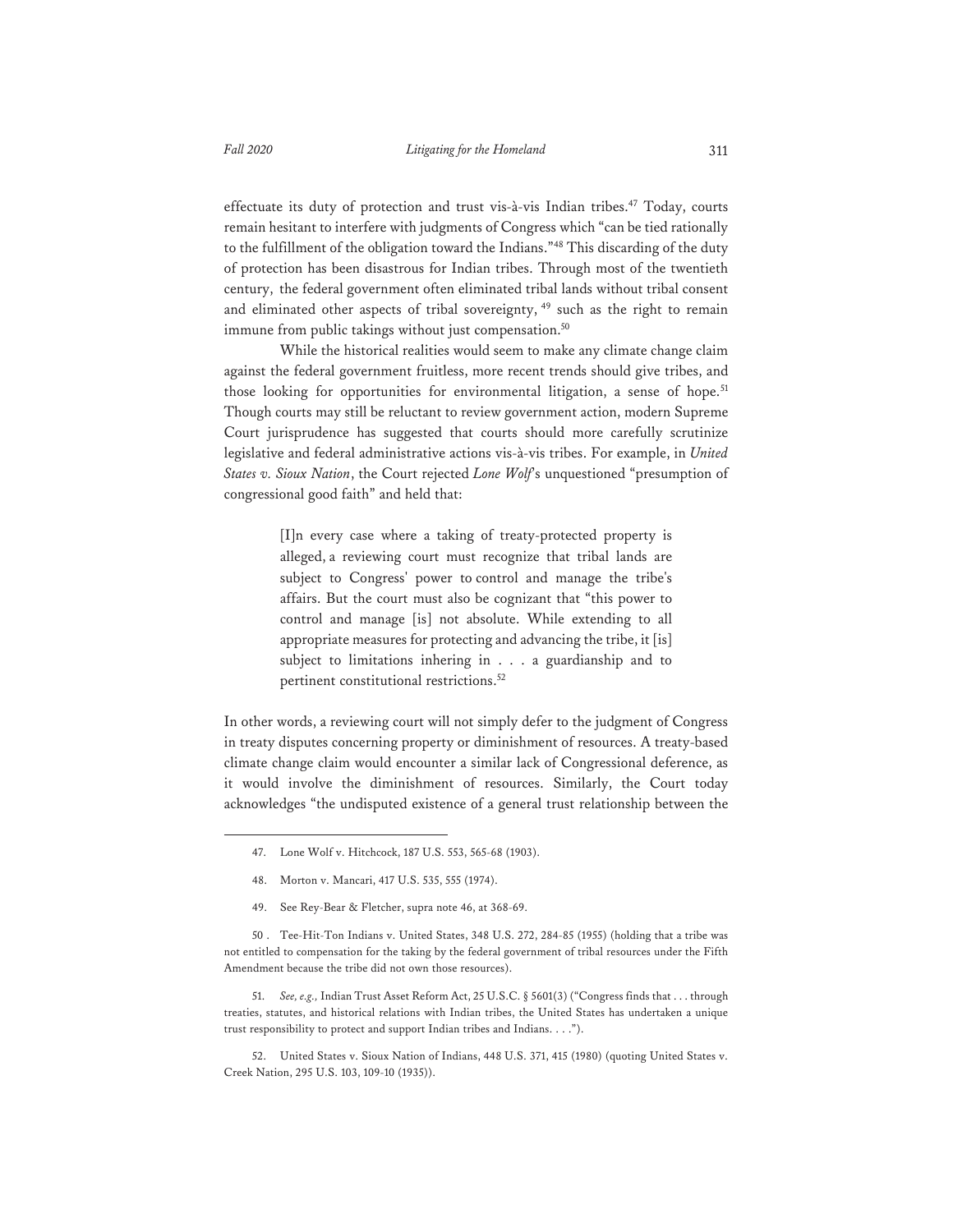effectuate its duty of protection and trust vis-à-vis Indian tribes.[47] Today, courts remain hesitant to interfere with judgments of Congress which "can be tied rationally to the fulfillment of the obligation toward the Indians."[48] This discarding of the duty of protection has been disastrous for Indian tribes. Through most of the twentieth century, the federal government often eliminated tribal lands without tribal consent and eliminated other aspects of tribal sovereignty,[49] such as the right to remain immune from public takings without just compensation.[50]

While the historical realities would seem to make any climate change claim against the federal government fruitless, more recent trends should give tribes, and those looking for opportunities for environmental litigation, a sense of hope.[51] Though courts may still be reluctant to review government action, modern Supreme Court jurisprudence has suggested that courts should more carefully scrutinize legislative and federal administrative actions vis-à-vis tribes. For example, in *United States v. Sioux Nation*, the Court rejected *Lone Wolf*'s unquestioned "presumption of congressional good faith" and held that:

> [I]n every case where a taking of treaty-protected property is alleged, a reviewing court must recognize that tribal lands are subject to Congress' power to control and manage the tribe's affairs. But the court must also be cognizant that "this power to control and manage [is] not absolute. While extending to all appropriate measures for protecting and advancing the tribe, it [is] subject to limitations inhering in . . . a guardianship and to pertinent constitutional restrictions.[52]

In other words, a reviewing court will not simply defer to the judgment of Congress in treaty disputes concerning property or diminishment of resources. A treaty-based climate change claim would encounter a similar lack of Congressional deference, as it would involve the diminishment of resources. Similarly, the Court today acknowledges "the undisputed existence of a general trust relationship between the

---

47. Lone Wolf v. Hitchcock, 187 U.S. 553, 565-68 (1903).

48. Morton v. Mancari, 417 U.S. 535, 555 (1974).

49. See Rey-Bear & Fletcher, supra note 46, at 368-69.

50. Tee-Hit-Ton Indians v. United States, 348 U.S. 272, 284-85 (1955) (holding that a tribe was not entitled to compensation for the taking by the federal government of tribal resources under the Fifth Amendment because the tribe did not own those resources).

51. *See, e.g.,* Indian Trust Asset Reform Act, 25 U.S.C. § 5601(3) ("Congress finds that . . . through treaties, statutes, and historical relations with Indian tribes, the United States has undertaken a unique trust responsibility to protect and support Indian tribes and Indians. . . .").

52. United States v. Sioux Nation of Indians, 448 U.S. 371, 415 (1980) (quoting United States v. Creek Nation, 295 U.S. 103, 109-10 (1935)).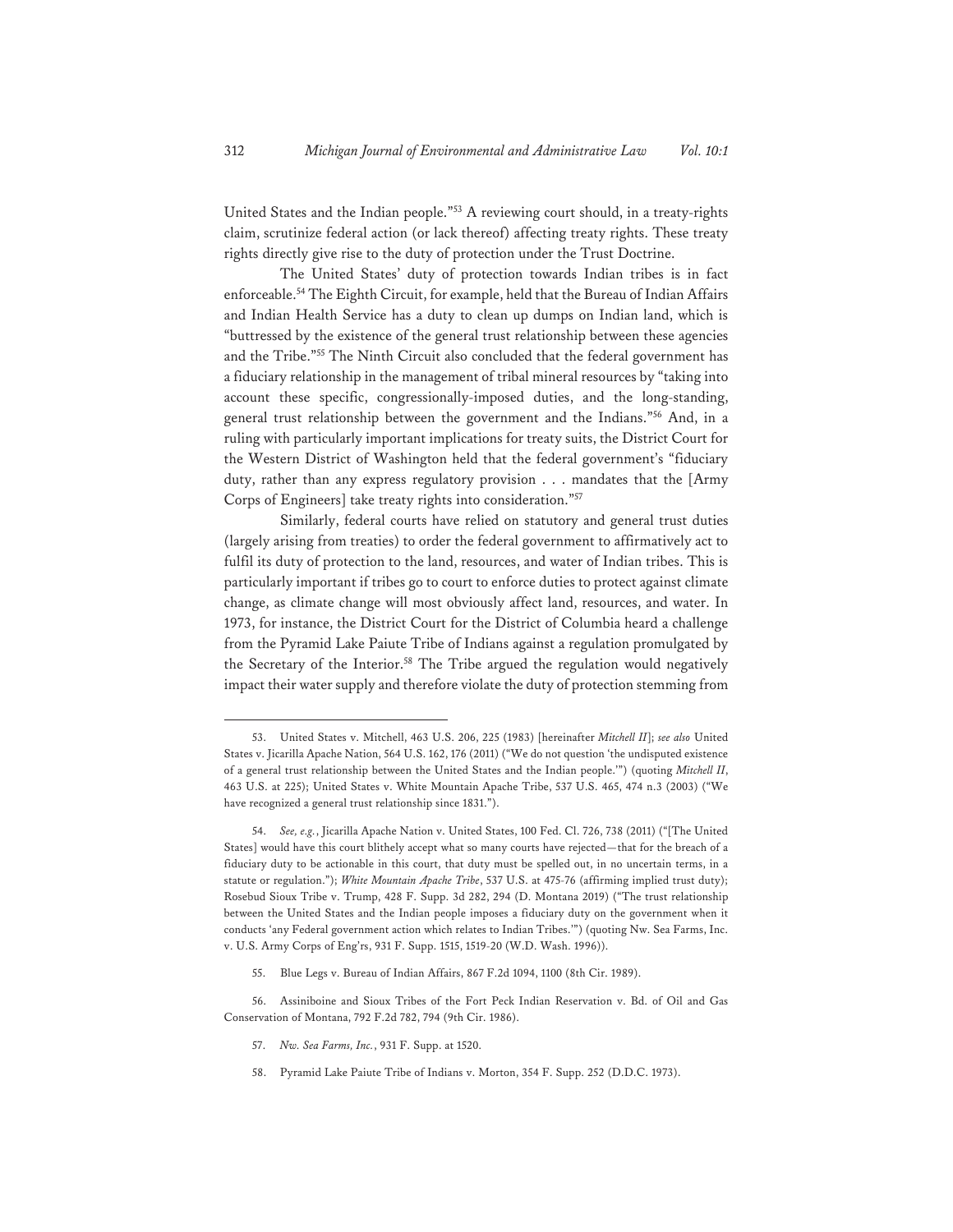United States and the Indian people."[53] A reviewing court should, in a treaty-rights claim, scrutinize federal action (or lack thereof) affecting treaty rights. These treaty rights directly give rise to the duty of protection under the Trust Doctrine.

The United States' duty of protection towards Indian tribes is in fact enforceable.[54] The Eighth Circuit, for example, held that the Bureau of Indian Affairs and Indian Health Service has a duty to clean up dumps on Indian land, which is "buttressed by the existence of the general trust relationship between these agencies and the Tribe."[55] The Ninth Circuit also concluded that the federal government has a fiduciary relationship in the management of tribal mineral resources by "taking into account these specific, congressionally-imposed duties, and the long-standing, general trust relationship between the government and the Indians."[56] And, in a ruling with particularly important implications for treaty suits, the District Court for the Western District of Washington held that the federal government's "fiduciary duty, rather than any express regulatory provision . . . mandates that the [Army Corps of Engineers] take treaty rights into consideration."[57]

Similarly, federal courts have relied on statutory and general trust duties (largely arising from treaties) to order the federal government to affirmatively act to fulfil its duty of protection to the land, resources, and water of Indian tribes. This is particularly important if tribes go to court to enforce duties to protect against climate change, as climate change will most obviously affect land, resources, and water. In 1973, for instance, the District Court for the District of Columbia heard a challenge from the Pyramid Lake Paiute Tribe of Indians against a regulation promulgated by the Secretary of the Interior.[58] The Tribe argued the regulation would negatively impact their water supply and therefore violate the duty of protection stemming from

---

53. United States v. Mitchell, 463 U.S. 206, 225 (1983) [hereinafter *Mitchell II*]; *see also* United States v. Jicarilla Apache Nation, 564 U.S. 162, 176 (2011) ("We do not question 'the undisputed existence of a general trust relationship between the United States and the Indian people.'") (quoting *Mitchell II*, 463 U.S. at 225); United States v. White Mountain Apache Tribe, 537 U.S. 465, 474 n.3 (2003) ("We have recognized a general trust relationship since 1831.").

54. *See, e.g.*, Jicarilla Apache Nation v. United States, 100 Fed. Cl. 726, 738 (2011) ("[The United States] would have this court blithely accept what so many courts have rejected—that for the breach of a fiduciary duty to be actionable in this court, that duty must be spelled out, in no uncertain terms, in a statute or regulation."); *White Mountain Apache Tribe*, 537 U.S. at 475-76 (affirming implied trust duty); Rosebud Sioux Tribe v. Trump, 428 F. Supp. 3d 282, 294 (D. Montana 2019) ("The trust relationship between the United States and the Indian people imposes a fiduciary duty on the government when it conducts 'any Federal government action which relates to Indian Tribes.'") (quoting Nw. Sea Farms, Inc. v. U.S. Army Corps of Eng'rs, 931 F. Supp. 1515, 1519-20 (W.D. Wash. 1996)).

55. Blue Legs v. Bureau of Indian Affairs, 867 F.2d 1094, 1100 (8th Cir. 1989).

56. Assiniboine and Sioux Tribes of the Fort Peck Indian Reservation v. Bd. of Oil and Gas Conservation of Montana, 792 F.2d 782, 794 (9th Cir. 1986).

57. *Nw. Sea Farms, Inc.*, 931 F. Supp. at 1520.

58. Pyramid Lake Paiute Tribe of Indians v. Morton, 354 F. Supp. 252 (D.D.C. 1973).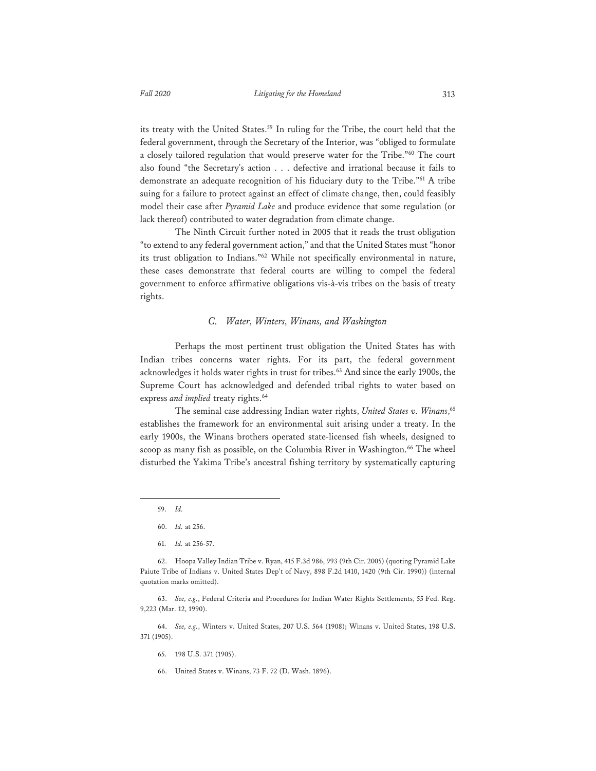its treaty with the United States.[59] In ruling for the Tribe, the court held that the federal government, through the Secretary of the Interior, was "obliged to formulate a closely tailored regulation that would preserve water for the Tribe."[60] The court also found "the Secretary's action . . . defective and irrational because it fails to demonstrate an adequate recognition of his fiduciary duty to the Tribe."[61] A tribe suing for a failure to protect against an effect of climate change, then, could feasibly model their case after *Pyramid Lake* and produce evidence that some regulation (or lack thereof) contributed to water degradation from climate change.

The Ninth Circuit further noted in 2005 that it reads the trust obligation "to extend to any federal government action," and that the United States must "honor its trust obligation to Indians."[62] While not specifically environmental in nature, these cases demonstrate that federal courts are willing to compel the federal government to enforce affirmative obligations vis-à-vis tribes on the basis of treaty rights.

### *C. Water, Winters, Winans, and Washington*

Perhaps the most pertinent trust obligation the United States has with Indian tribes concerns water rights. For its part, the federal government acknowledges it holds water rights in trust for tribes.[63] And since the early 1900s, the Supreme Court has acknowledged and defended tribal rights to water based on express *and implied* treaty rights.[64]

The seminal case addressing Indian water rights, *United States v. Winans*,[65] establishes the framework for an environmental suit arising under a treaty. In the early 1900s, the Winans brothers operated state-licensed fish wheels, designed to scoop as many fish as possible, on the Columbia River in Washington.[66] The wheel disturbed the Yakima Tribe's ancestral fishing territory by systematically capturing

---

59. *Id.*

60. *Id.* at 256.

61. *Id.* at 256-57.

62. Hoopa Valley Indian Tribe v. Ryan, 415 F.3d 986, 993 (9th Cir. 2005) (quoting Pyramid Lake Paiute Tribe of Indians v. United States Dep't of Navy, 898 F.2d 1410, 1420 (9th Cir. 1990)) (internal quotation marks omitted).

63. *See, e.g.*, Federal Criteria and Procedures for Indian Water Rights Settlements, 55 Fed. Reg. 9,223 (Mar. 12, 1990).

64. *See, e.g.*, Winters v. United States, 207 U.S. 564 (1908); Winans v. United States, 198 U.S. 371 (1905).

65. 198 U.S. 371 (1905).

66. United States v. Winans, 73 F. 72 (D. Wash. 1896).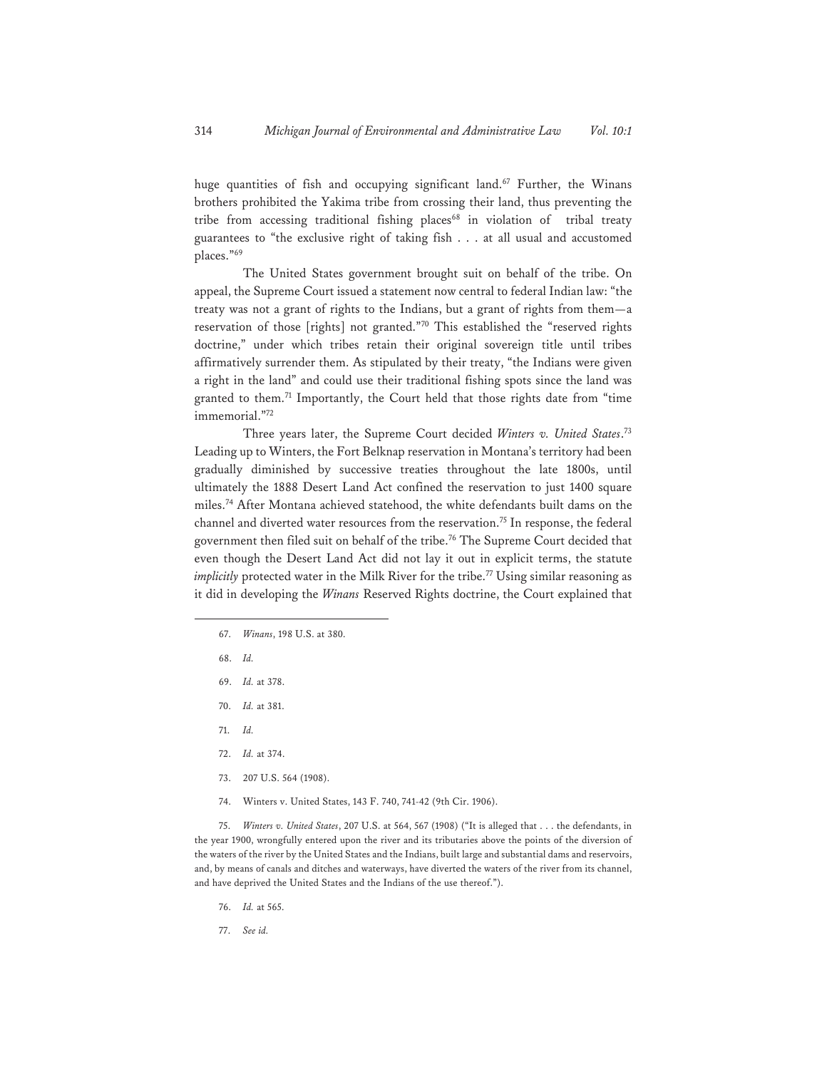huge quantities of fish and occupying significant land.[67] Further, the Winans brothers prohibited the Yakima tribe from crossing their land, thus preventing the tribe from accessing traditional fishing places[68] in violation of tribal treaty guarantees to "the exclusive right of taking fish . . . at all usual and accustomed places."[69]

The United States government brought suit on behalf of the tribe. On appeal, the Supreme Court issued a statement now central to federal Indian law: "the treaty was not a grant of rights to the Indians, but a grant of rights from them—a reservation of those [rights] not granted."[70] This established the "reserved rights doctrine," under which tribes retain their original sovereign title until tribes affirmatively surrender them. As stipulated by their treaty, "the Indians were given a right in the land" and could use their traditional fishing spots since the land was granted to them.[71] Importantly, the Court held that those rights date from "time immemorial."[72]

Three years later, the Supreme Court decided *Winters v. United States*.[73] Leading up to Winters, the Fort Belknap reservation in Montana's territory had been gradually diminished by successive treaties throughout the late 1800s, until ultimately the 1888 Desert Land Act confined the reservation to just 1400 square miles.[74] After Montana achieved statehood, the white defendants built dams on the channel and diverted water resources from the reservation.[75] In response, the federal government then filed suit on behalf of the tribe.[76] The Supreme Court decided that even though the Desert Land Act did not lay it out in explicit terms, the statute *implicitly* protected water in the Milk River for the tribe.[77] Using similar reasoning as it did in developing the *Winans* Reserved Rights doctrine, the Court explained that

---

67. *Winans*, 198 U.S. at 380.

68. *Id.*

69. *Id.* at 378.

70. *Id.* at 381.

71. *Id.*

72. *Id.* at 374.

73. 207 U.S. 564 (1908).

74. Winters v. United States, 143 F. 740, 741-42 (9th Cir. 1906).

75. *Winters v. United States*, 207 U.S. at 564, 567 (1908) ("It is alleged that . . . the defendants, in the year 1900, wrongfully entered upon the river and its tributaries above the points of the diversion of the waters of the river by the United States and the Indians, built large and substantial dams and reservoirs, and, by means of canals and ditches and waterways, have diverted the waters of the river from its channel, and have deprived the United States and the Indians of the use thereof.").

76. *Id.* at 565.

77. *See id.*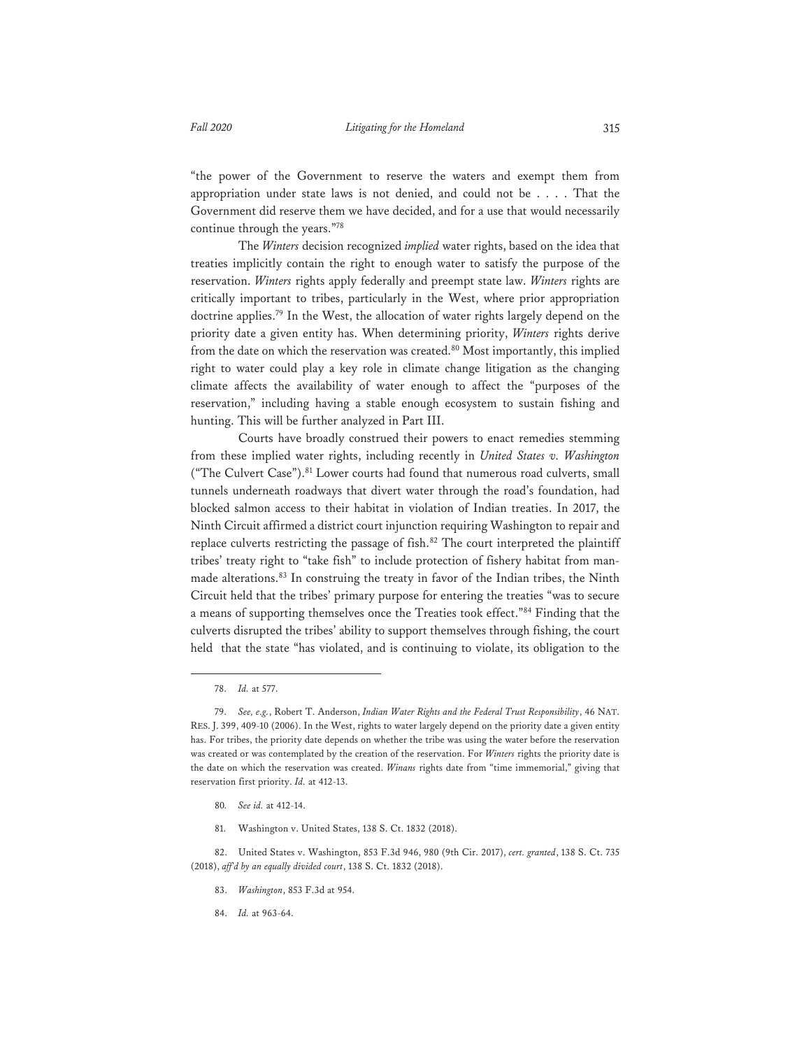"the power of the Government to reserve the waters and exempt them from appropriation under state laws is not denied, and could not be . . . . That the Government did reserve them we have decided, and for a use that would necessarily continue through the years."[78]

The *Winters* decision recognized *implied* water rights, based on the idea that treaties implicitly contain the right to enough water to satisfy the purpose of the reservation. *Winters* rights apply federally and preempt state law. *Winters* rights are critically important to tribes, particularly in the West, where prior appropriation doctrine applies.[79] In the West, the allocation of water rights largely depend on the priority date a given entity has. When determining priority, *Winters* rights derive from the date on which the reservation was created.[80] Most importantly, this implied right to water could play a key role in climate change litigation as the changing climate affects the availability of water enough to affect the "purposes of the reservation," including having a stable enough ecosystem to sustain fishing and hunting. This will be further analyzed in Part III.

Courts have broadly construed their powers to enact remedies stemming from these implied water rights, including recently in *United States v. Washington* ("The Culvert Case").[81] Lower courts had found that numerous road culverts, small tunnels underneath roadways that divert water through the road's foundation, had blocked salmon access to their habitat in violation of Indian treaties. In 2017, the Ninth Circuit affirmed a district court injunction requiring Washington to repair and replace culverts restricting the passage of fish.[82] The court interpreted the plaintiff tribes' treaty right to "take fish" to include protection of fishery habitat from man-made alterations.[83] In construing the treaty in favor of the Indian tribes, the Ninth Circuit held that the tribes' primary purpose for entering the treaties "was to secure a means of supporting themselves once the Treaties took effect."[84] Finding that the culverts disrupted the tribes' ability to support themselves through fishing, the court held that the state "has violated, and is continuing to violate, its obligation to the

---

78. *Id.* at 577.

79. *See, e.g.*, Robert T. Anderson, *Indian Water Rights and the Federal Trust Responsibility*, 46 NAT. RES. J. 399, 409-10 (2006). In the West, rights to water largely depend on the priority date a given entity has. For tribes, the priority date depends on whether the tribe was using the water before the reservation was created or was contemplated by the creation of the reservation. For *Winters* rights the priority date is the date on which the reservation was created. *Winans* rights date from "time immemorial," giving that reservation first priority. *Id.* at 412-13.

80. *See id.* at 412-14.

81. Washington v. United States, 138 S. Ct. 1832 (2018).

82. United States v. Washington, 853 F.3d 946, 980 (9th Cir. 2017), *cert. granted*, 138 S. Ct. 735 (2018), *aff'd by an equally divided court*, 138 S. Ct. 1832 (2018).

83. *Washington*, 853 F.3d at 954.

84. *Id.* at 963-64.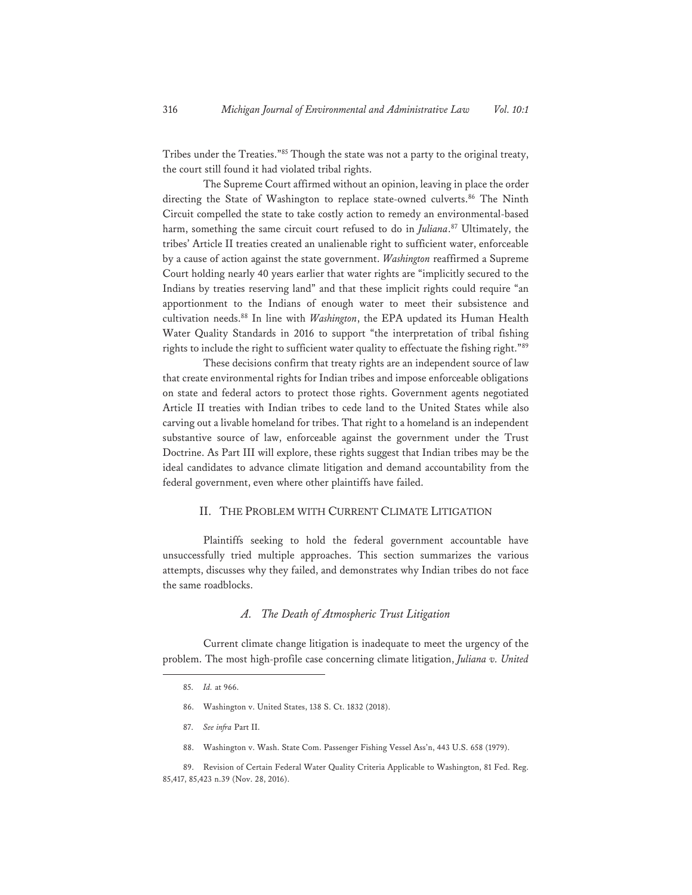Tribes under the Treaties."[85] Though the state was not a party to the original treaty, the court still found it had violated tribal rights.

The Supreme Court affirmed without an opinion, leaving in place the order directing the State of Washington to replace state-owned culverts.[86] The Ninth Circuit compelled the state to take costly action to remedy an environmental-based harm, something the same circuit court refused to do in *Juliana*.[87] Ultimately, the tribes' Article II treaties created an unalienable right to sufficient water, enforceable by a cause of action against the state government. *Washington* reaffirmed a Supreme Court holding nearly 40 years earlier that water rights are "implicitly secured to the Indians by treaties reserving land" and that these implicit rights could require "an apportionment to the Indians of enough water to meet their subsistence and cultivation needs.[88] In line with *Washington*, the EPA updated its Human Health Water Quality Standards in 2016 to support "the interpretation of tribal fishing rights to include the right to sufficient water quality to effectuate the fishing right."[89]

These decisions confirm that treaty rights are an independent source of law that create environmental rights for Indian tribes and impose enforceable obligations on state and federal actors to protect those rights. Government agents negotiated Article II treaties with Indian tribes to cede land to the United States while also carving out a livable homeland for tribes. That right to a homeland is an independent substantive source of law, enforceable against the government under the Trust Doctrine. As Part III will explore, these rights suggest that Indian tribes may be the ideal candidates to advance climate litigation and demand accountability from the federal government, even where other plaintiffs have failed.

## II. THE PROBLEM WITH CURRENT CLIMATE LITIGATION

Plaintiffs seeking to hold the federal government accountable have unsuccessfully tried multiple approaches. This section summarizes the various attempts, discusses why they failed, and demonstrates why Indian tribes do not face the same roadblocks.

### *A. The Death of Atmospheric Trust Litigation*

Current climate change litigation is inadequate to meet the urgency of the problem. The most high-profile case concerning climate litigation, *Juliana v. United*

---

85. *Id.* at 966.

86. Washington v. United States, 138 S. Ct. 1832 (2018).

87. *See infra* Part II.

88. Washington v. Wash. State Com. Passenger Fishing Vessel Ass'n, 443 U.S. 658 (1979).

89. Revision of Certain Federal Water Quality Criteria Applicable to Washington, 81 Fed. Reg. 85,417, 85,423 n.39 (Nov. 28, 2016).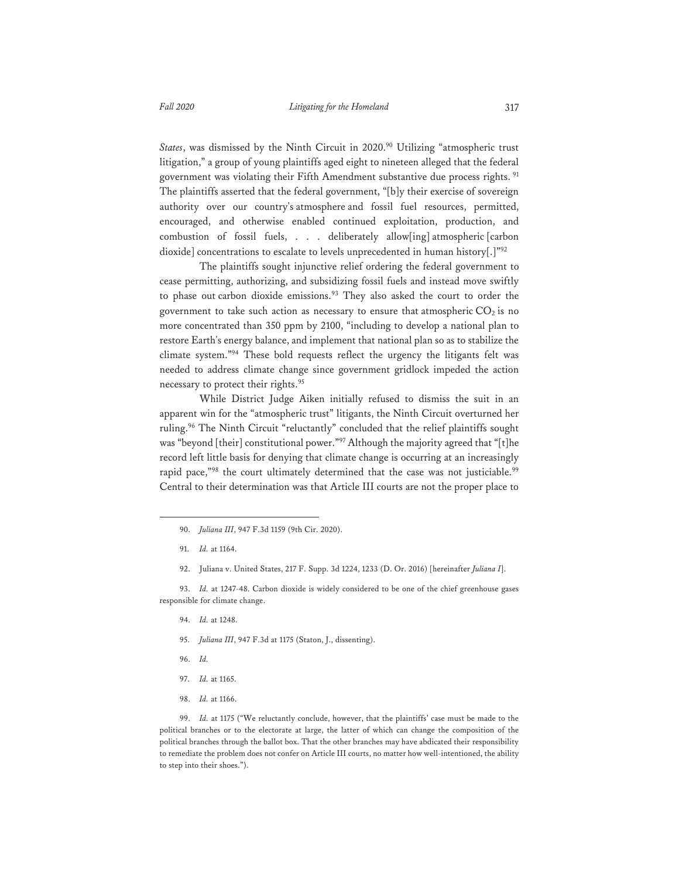*States*, was dismissed by the Ninth Circuit in 2020.[90] Utilizing "atmospheric trust litigation," a group of young plaintiffs aged eight to nineteen alleged that the federal government was violating their Fifth Amendment substantive due process rights.[91] The plaintiffs asserted that the federal government, "[b]y their exercise of sovereign authority over our country's atmosphere and fossil fuel resources, permitted, encouraged, and otherwise enabled continued exploitation, production, and combustion of fossil fuels, . . . deliberately allow[ing] atmospheric [carbon dioxide] concentrations to escalate to levels unprecedented in human history[.]"[92]

The plaintiffs sought injunctive relief ordering the federal government to cease permitting, authorizing, and subsidizing fossil fuels and instead move swiftly to phase out carbon dioxide emissions.[93] They also asked the court to order the government to take such action as necessary to ensure that atmospheric $CO_2$ is no more concentrated than 350 ppm by 2100, "including to develop a national plan to restore Earth's energy balance, and implement that national plan so as to stabilize the climate system."[94] These bold requests reflect the urgency the litigants felt was needed to address climate change since government gridlock impeded the action necessary to protect their rights.[95]

While District Judge Aiken initially refused to dismiss the suit in an apparent win for the "atmospheric trust" litigants, the Ninth Circuit overturned her ruling.[96] The Ninth Circuit "reluctantly" concluded that the relief plaintiffs sought was "beyond [their] constitutional power."[97] Although the majority agreed that "[t]he record left little basis for denying that climate change is occurring at an increasingly rapid pace,"[98] the court ultimately determined that the case was not justiciable.[99] Central to their determination was that Article III courts are not the proper place to

---

90. *Juliana III*, 947 F.3d 1159 (9th Cir. 2020).

91. *Id.* at 1164.

92. Juliana v. United States, 217 F. Supp. 3d 1224, 1233 (D. Or. 2016) [hereinafter *Juliana I*].

93. *Id.* at 1247-48. Carbon dioxide is widely considered to be one of the chief greenhouse gases responsible for climate change.

94. *Id.* at 1248.

95. *Juliana III*, 947 F.3d at 1175 (Staton, J., dissenting).

96. *Id.*

97. *Id.* at 1165.

98. *Id.* at 1166.

99. *Id.* at 1175 ("We reluctantly conclude, however, that the plaintiffs' case must be made to the political branches or to the electorate at large, the latter of which can change the composition of the political branches through the ballot box. That the other branches may have abdicated their responsibility to remediate the problem does not confer on Article III courts, no matter how well-intentioned, the ability to step into their shoes.").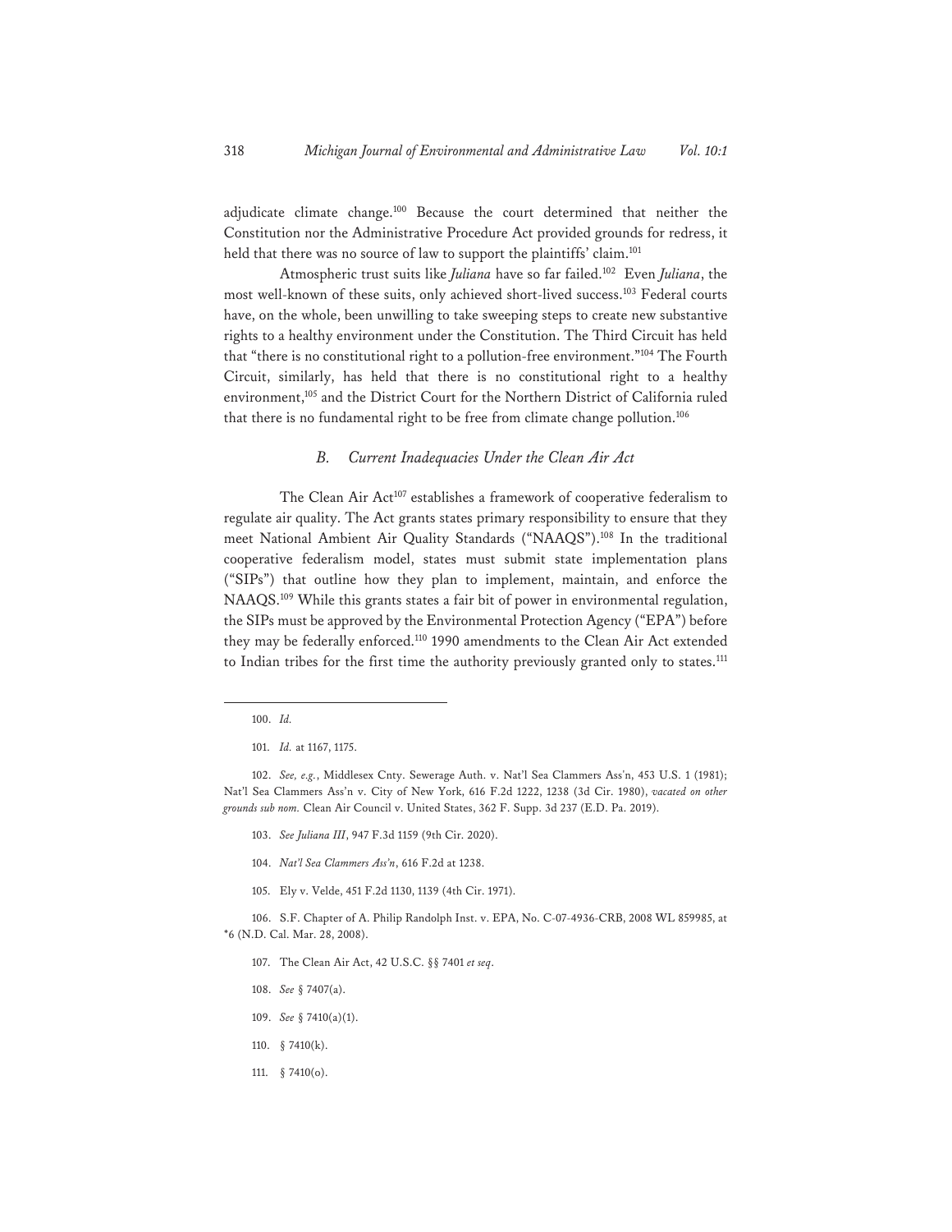adjudicate climate change.[100] Because the court determined that neither the Constitution nor the Administrative Procedure Act provided grounds for redress, it held that there was no source of law to support the plaintiffs' claim.[101]

Atmospheric trust suits like *Juliana* have so far failed.[102] Even *Juliana*, the most well-known of these suits, only achieved short-lived success.[103] Federal courts have, on the whole, been unwilling to take sweeping steps to create new substantive rights to a healthy environment under the Constitution. The Third Circuit has held that "there is no constitutional right to a pollution-free environment."[104] The Fourth Circuit, similarly, has held that there is no constitutional right to a healthy environment,[105] and the District Court for the Northern District of California ruled that there is no fundamental right to be free from climate change pollution.[106]

### *B. Current Inadequacies Under the Clean Air Act*

The Clean Air Act[107] establishes a framework of cooperative federalism to regulate air quality. The Act grants states primary responsibility to ensure that they meet National Ambient Air Quality Standards ("NAAQS").[108] In the traditional cooperative federalism model, states must submit state implementation plans ("SIPs") that outline how they plan to implement, maintain, and enforce the NAAQS.[109] While this grants states a fair bit of power in environmental regulation, the SIPs must be approved by the Environmental Protection Agency ("EPA") before they may be federally enforced.[110] 1990 amendments to the Clean Air Act extended to Indian tribes for the first time the authority previously granted only to states.[111]

---

100. *Id.*

101. *Id.* at 1167, 1175.

102. *See, e.g.*, Middlesex Cnty. Sewerage Auth. v. Nat'l Sea Clammers Ass'n, 453 U.S. 1 (1981); Nat'l Sea Clammers Ass'n v. City of New York, 616 F.2d 1222, 1238 (3d Cir. 1980), *vacated on other grounds sub nom.* Clean Air Council v. United States, 362 F. Supp. 3d 237 (E.D. Pa. 2019).

103. *See Juliana III*, 947 F.3d 1159 (9th Cir. 2020).

104. *Nat'l Sea Clammers Ass'n*, 616 F.2d at 1238.

105. Ely v. Velde, 451 F.2d 1130, 1139 (4th Cir. 1971).

106. S.F. Chapter of A. Philip Randolph Inst. v. EPA, No. C-07-4936-CRB, 2008 WL 859985, at *6 (N.D. Cal. Mar. 28, 2008).

107. The Clean Air Act, 42 U.S.C. §§ 7401 *et seq*.

108. *See* § 7407(a).

109. *See* § 7410(a)(1).

110. § 7410(k).

111. § 7410(o).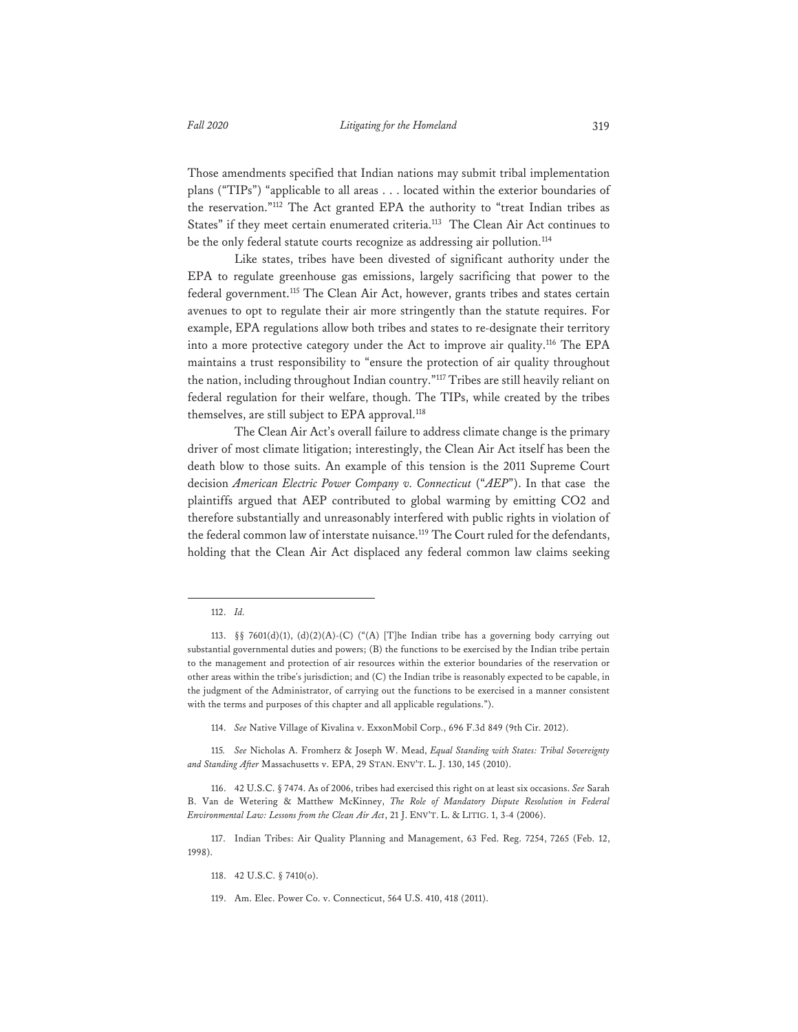Those amendments specified that Indian nations may submit tribal implementation plans ("TIPs") "applicable to all areas . . . located within the exterior boundaries of the reservation."[112] The Act granted EPA the authority to "treat Indian tribes as States" if they meet certain enumerated criteria.[113] The Clean Air Act continues to be the only federal statute courts recognize as addressing air pollution.[114]

Like states, tribes have been divested of significant authority under the EPA to regulate greenhouse gas emissions, largely sacrificing that power to the federal government.[115] The Clean Air Act, however, grants tribes and states certain avenues to opt to regulate their air more stringently than the statute requires. For example, EPA regulations allow both tribes and states to re-designate their territory into a more protective category under the Act to improve air quality.[116] The EPA maintains a trust responsibility to "ensure the protection of air quality throughout the nation, including throughout Indian country."[117] Tribes are still heavily reliant on federal regulation for their welfare, though. The TIPs, while created by the tribes themselves, are still subject to EPA approval.[118]

The Clean Air Act's overall failure to address climate change is the primary driver of most climate litigation; interestingly, the Clean Air Act itself has been the death blow to those suits. An example of this tension is the 2011 Supreme Court decision *American Electric Power Company v. Connecticut* ("*AEP*"). In that case the plaintiffs argued that AEP contributed to global warming by emitting CO2 and therefore substantially and unreasonably interfered with public rights in violation of the federal common law of interstate nuisance.[119] The Court ruled for the defendants, holding that the Clean Air Act displaced any federal common law claims seeking

---

112. *Id.*

113. §§ 7601(d)(1), (d)(2)(A)-(C) ("(A) [T]he Indian tribe has a governing body carrying out substantial governmental duties and powers; (B) the functions to be exercised by the Indian tribe pertain to the management and protection of air resources within the exterior boundaries of the reservation or other areas within the tribe's jurisdiction; and (C) the Indian tribe is reasonably expected to be capable, in the judgment of the Administrator, of carrying out the functions to be exercised in a manner consistent with the terms and purposes of this chapter and all applicable regulations.").

114. *See* Native Village of Kivalina v. ExxonMobil Corp., 696 F.3d 849 (9th Cir. 2012).

115. *See* Nicholas A. Fromherz & Joseph W. Mead, *Equal Standing with States: Tribal Sovereignty and Standing After* Massachusetts v. EPA, 29 STAN. ENV'T. L. J. 130, 145 (2010).

116. 42 U.S.C. § 7474. As of 2006, tribes had exercised this right on at least six occasions. *See* Sarah B. Van de Wetering & Matthew McKinney, *The Role of Mandatory Dispute Resolution in Federal Environmental Law: Lessons from the Clean Air Act*, 21 J. ENV'T. L. & LITIG. 1, 3-4 (2006).

117. Indian Tribes: Air Quality Planning and Management, 63 Fed. Reg. 7254, 7265 (Feb. 12, 1998).

118. 42 U.S.C. § 7410(o).

119. Am. Elec. Power Co. v. Connecticut, 564 U.S. 410, 418 (2011).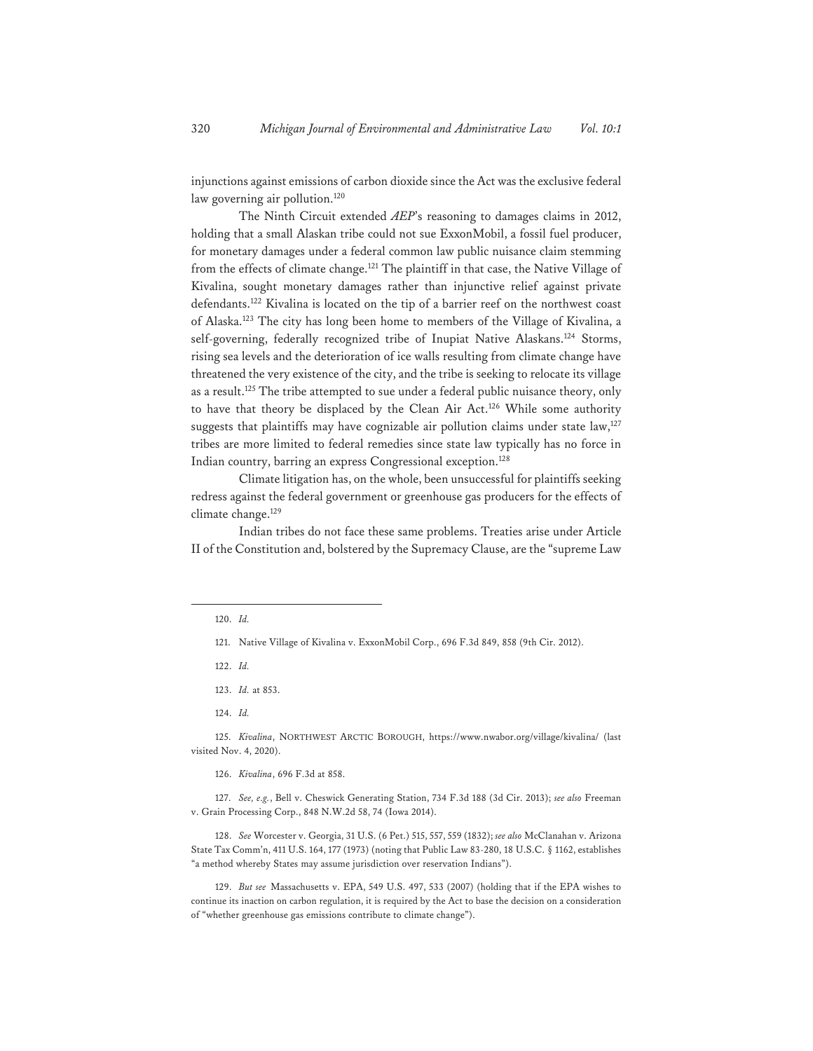injunctions against emissions of carbon dioxide since the Act was the exclusive federal law governing air pollution.[120]

The Ninth Circuit extended *AEP*'s reasoning to damages claims in 2012, holding that a small Alaskan tribe could not sue ExxonMobil, a fossil fuel producer, for monetary damages under a federal common law public nuisance claim stemming from the effects of climate change.[121] The plaintiff in that case, the Native Village of Kivalina, sought monetary damages rather than injunctive relief against private defendants.[122] Kivalina is located on the tip of a barrier reef on the northwest coast of Alaska.[123] The city has long been home to members of the Village of Kivalina, a self-governing, federally recognized tribe of Inupiat Native Alaskans.[124] Storms, rising sea levels and the deterioration of ice walls resulting from climate change have threatened the very existence of the city, and the tribe is seeking to relocate its village as a result.[125] The tribe attempted to sue under a federal public nuisance theory, only to have that theory be displaced by the Clean Air Act.[126] While some authority suggests that plaintiffs may have cognizable air pollution claims under state law,[127] tribes are more limited to federal remedies since state law typically has no force in Indian country, barring an express Congressional exception.[128]

Climate litigation has, on the whole, been unsuccessful for plaintiffs seeking redress against the federal government or greenhouse gas producers for the effects of climate change.[129]

Indian tribes do not face these same problems. Treaties arise under Article II of the Constitution and, bolstered by the Supremacy Clause, are the "supreme Law

---

120. *Id.*

121. Native Village of Kivalina v. ExxonMobil Corp., 696 F.3d 849, 858 (9th Cir. 2012).

122. *Id.*

123. *Id.* at 853.

124. *Id.*

125. *Kivalina*, NORTHWEST ARCTIC BOROUGH, https://www.nwabor.org/village/kivalina/ (last visited Nov. 4, 2020).

126. *Kivalina*, 696 F.3d at 858.

127. *See, e.g.*, Bell v. Cheswick Generating Station, 734 F.3d 188 (3d Cir. 2013); *see also* Freeman v. Grain Processing Corp., 848 N.W.2d 58, 74 (Iowa 2014).

128. *See* Worcester v. Georgia, 31 U.S. (6 Pet.) 515, 557, 559 (1832); *see also* McClanahan v. Arizona State Tax Comm'n, 411 U.S. 164, 177 (1973) (noting that Public Law 83-280, 18 U.S.C. § 1162, establishes "a method whereby States may assume jurisdiction over reservation Indians").

129. *But see* Massachusetts v. EPA, 549 U.S. 497, 533 (2007) (holding that if the EPA wishes to continue its inaction on carbon regulation, it is required by the Act to base the decision on a consideration of "whether greenhouse gas emissions contribute to climate change").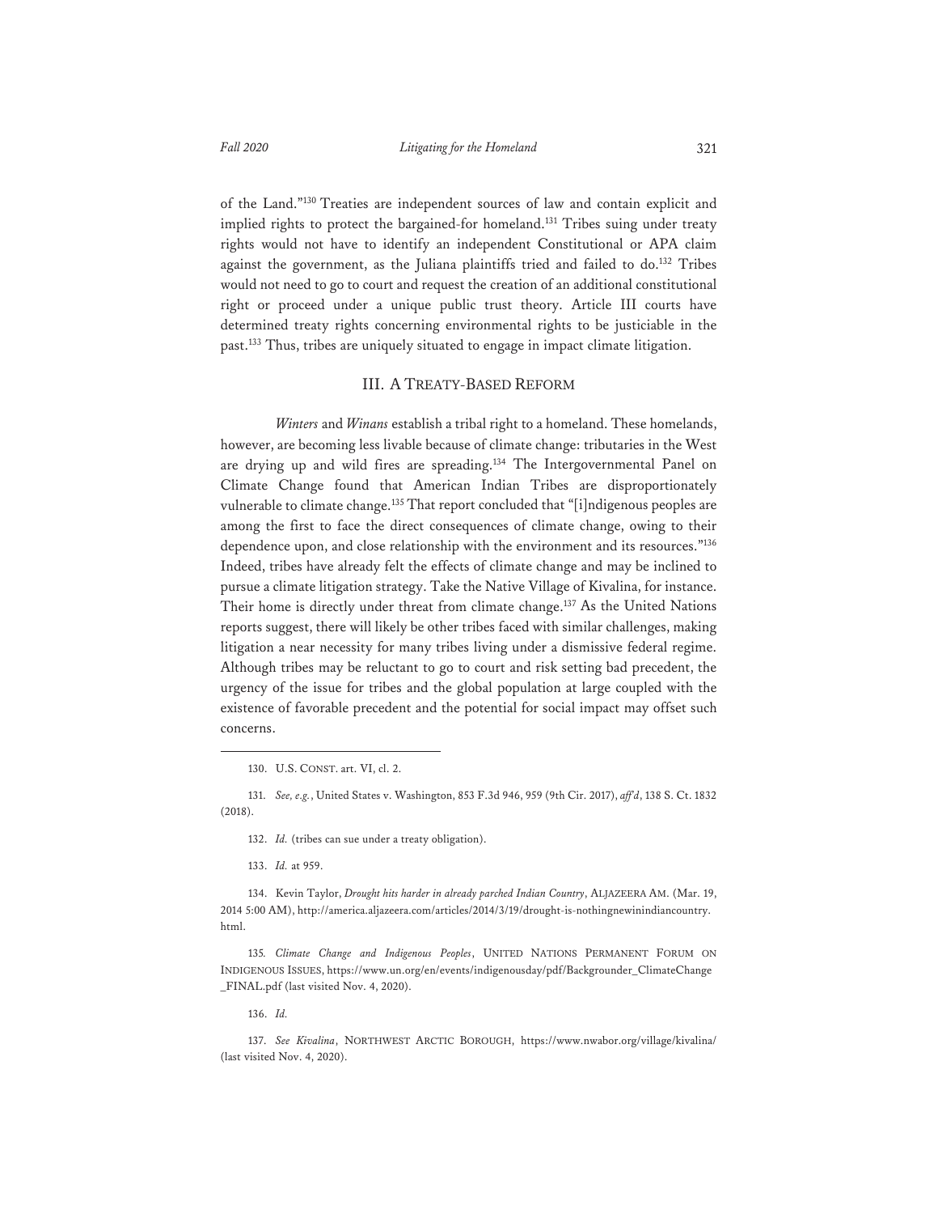of the Land."[130] Treaties are independent sources of law and contain explicit and implied rights to protect the bargained-for homeland.[131] Tribes suing under treaty rights would not have to identify an independent Constitutional or APA claim against the government, as the Juliana plaintiffs tried and failed to do.[132] Tribes would not need to go to court and request the creation of an additional constitutional right or proceed under a unique public trust theory. Article III courts have determined treaty rights concerning environmental rights to be justiciable in the past.[133] Thus, tribes are uniquely situated to engage in impact climate litigation.

## III. A TREATY-BASED REFORM

*Winters* and *Winans* establish a tribal right to a homeland. These homelands, however, are becoming less livable because of climate change: tributaries in the West are drying up and wild fires are spreading.[134] The Intergovernmental Panel on Climate Change found that American Indian Tribes are disproportionately vulnerable to climate change.[135] That report concluded that "[i]ndigenous peoples are among the first to face the direct consequences of climate change, owing to their dependence upon, and close relationship with the environment and its resources."[136] Indeed, tribes have already felt the effects of climate change and may be inclined to pursue a climate litigation strategy. Take the Native Village of Kivalina, for instance. Their home is directly under threat from climate change.[137] As the United Nations reports suggest, there will likely be other tribes faced with similar challenges, making litigation a near necessity for many tribes living under a dismissive federal regime. Although tribes may be reluctant to go to court and risk setting bad precedent, the urgency of the issue for tribes and the global population at large coupled with the existence of favorable precedent and the potential for social impact may offset such concerns.

---

130. U.S. CONST. art. VI, cl. 2.

131. *See, e.g.*, United States v. Washington, 853 F.3d 946, 959 (9th Cir. 2017), *aff'd*, 138 S. Ct. 1832 (2018).

132. *Id.* (tribes can sue under a treaty obligation).

133. *Id.* at 959.

134. Kevin Taylor, *Drought hits harder in already parched Indian Country*, ALJAZEERA AM. (Mar. 19, 2014 5:00 AM), http://america.aljazeera.com/articles/2014/3/19/drought-is-nothingnewinindiancountry.html.

135. *Climate Change and Indigenous Peoples*, UNITED NATIONS PERMANENT FORUM ON INDIGENOUS ISSUES, https://www.un.org/en/events/indigenousday/pdf/Backgrounder_ClimateChange_FINAL.pdf (last visited Nov. 4, 2020).

136. *Id.*

137. *See Kivalina*, NORTHWEST ARCTIC BOROUGH, https://www.nwabor.org/village/kivalina/ (last visited Nov. 4, 2020).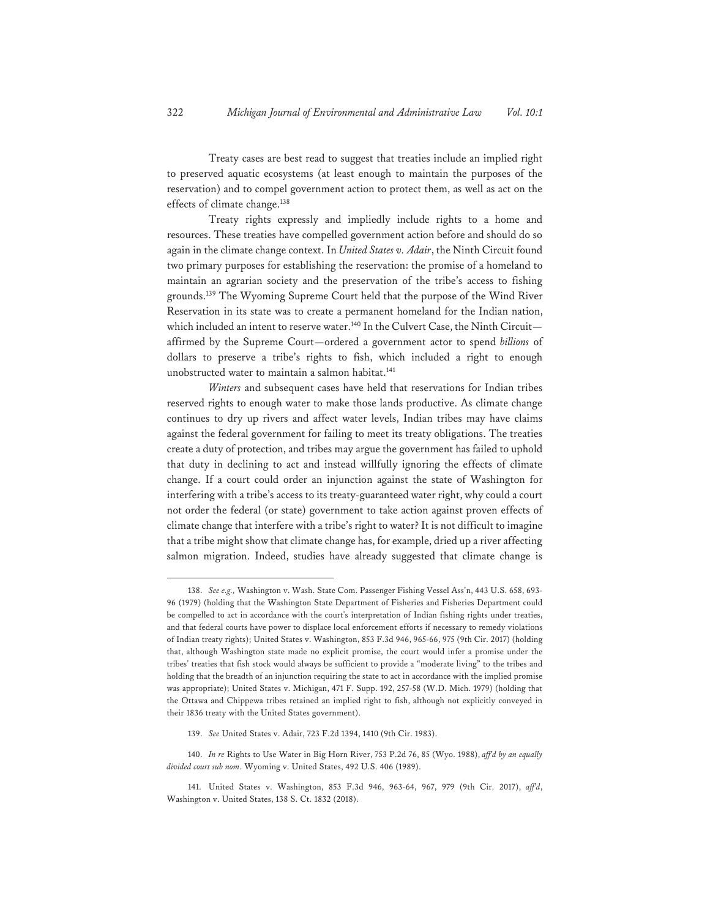Treaty cases are best read to suggest that treaties include an implied right to preserved aquatic ecosystems (at least enough to maintain the purposes of the reservation) and to compel government action to protect them, as well as act on the effects of climate change.[138]

Treaty rights expressly and impliedly include rights to a home and resources. These treaties have compelled government action before and should do so again in the climate change context. In *United States v. Adair*, the Ninth Circuit found two primary purposes for establishing the reservation: the promise of a homeland to maintain an agrarian society and the preservation of the tribe's access to fishing grounds.[139] The Wyoming Supreme Court held that the purpose of the Wind River Reservation in its state was to create a permanent homeland for the Indian nation, which included an intent to reserve water.[140] In the Culvert Case, the Ninth Circuit—affirmed by the Supreme Court—ordered a government actor to spend *billions* of dollars to preserve a tribe's rights to fish, which included a right to enough unobstructed water to maintain a salmon habitat.[141]

*Winters* and subsequent cases have held that reservations for Indian tribes reserved rights to enough water to make those lands productive. As climate change continues to dry up rivers and affect water levels, Indian tribes may have claims against the federal government for failing to meet its treaty obligations. The treaties create a duty of protection, and tribes may argue the government has failed to uphold that duty in declining to act and instead willfully ignoring the effects of climate change. If a court could order an injunction against the state of Washington for interfering with a tribe's access to its treaty-guaranteed water right, why could a court not order the federal (or state) government to take action against proven effects of climate change that interfere with a tribe's right to water? It is not difficult to imagine that a tribe might show that climate change has, for example, dried up a river affecting salmon migration. Indeed, studies have already suggested that climate change is

---

138. *See e.g.,* Washington v. Wash. State Com. Passenger Fishing Vessel Ass'n, 443 U.S. 658, 693-96 (1979) (holding that the Washington State Department of Fisheries and Fisheries Department could be compelled to act in accordance with the court's interpretation of Indian fishing rights under treaties, and that federal courts have power to displace local enforcement efforts if necessary to remedy violations of Indian treaty rights); United States v. Washington, 853 F.3d 946, 965-66, 975 (9th Cir. 2017) (holding that, although Washington state made no explicit promise, the court would infer a promise under the tribes' treaties that fish stock would always be sufficient to provide a "moderate living" to the tribes and holding that the breadth of an injunction requiring the state to act in accordance with the implied promise was appropriate); United States v. Michigan, 471 F. Supp. 192, 257-58 (W.D. Mich. 1979) (holding that the Ottawa and Chippewa tribes retained an implied right to fish, although not explicitly conveyed in their 1836 treaty with the United States government).

139. *See* United States v. Adair, 723 F.2d 1394, 1410 (9th Cir. 1983).

140. *In re* Rights to Use Water in Big Horn River, 753 P.2d 76, 85 (Wyo. 1988), *aff'd by an equally divided court sub nom*. Wyoming v. United States, 492 U.S. 406 (1989).

141. United States v. Washington, 853 F.3d 946, 963-64, 967, 979 (9th Cir. 2017), *aff'd*, Washington v. United States, 138 S. Ct. 1832 (2018).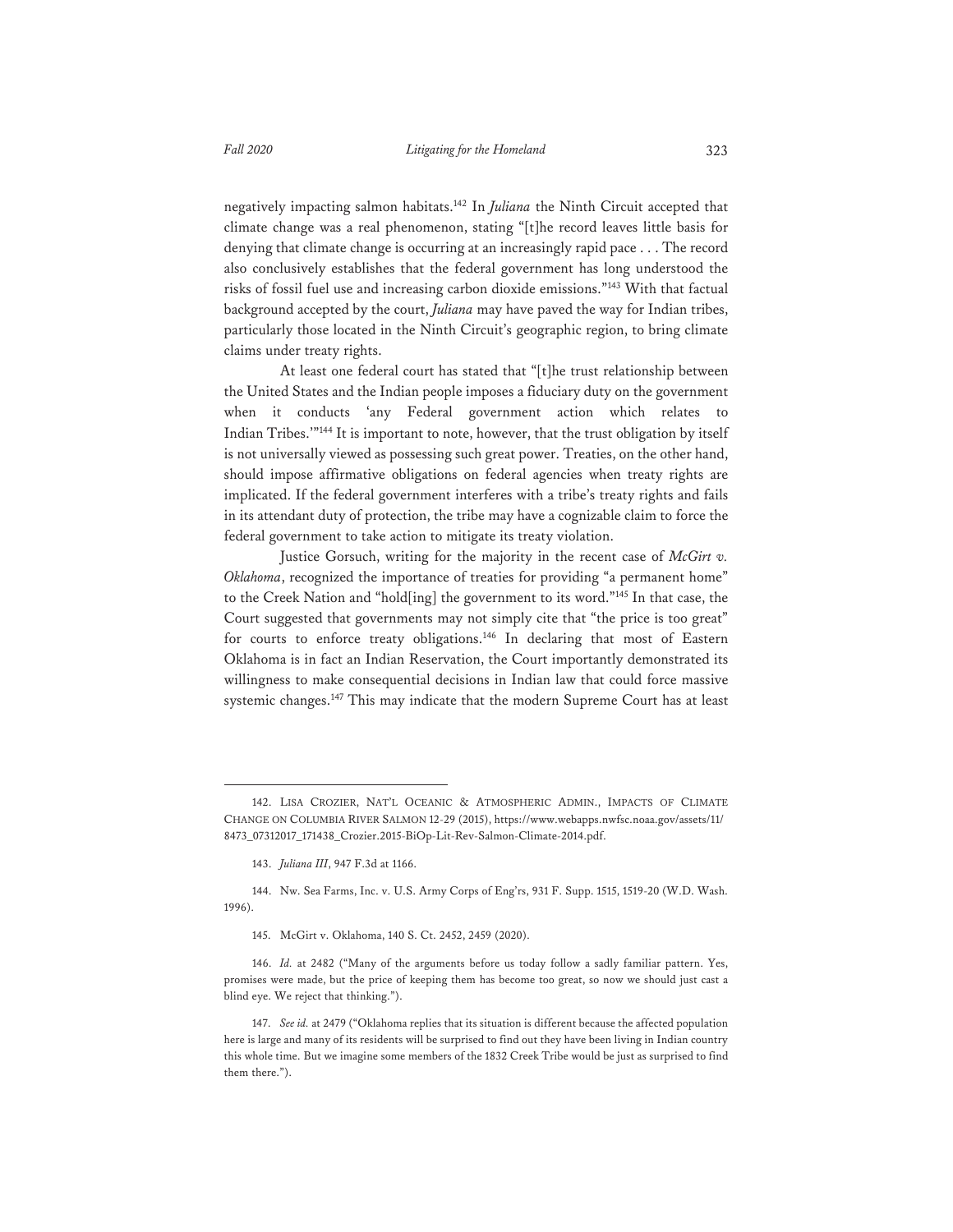negatively impacting salmon habitats.[142] In *Juliana* the Ninth Circuit accepted that climate change was a real phenomenon, stating "[t]he record leaves little basis for denying that climate change is occurring at an increasingly rapid pace . . . The record also conclusively establishes that the federal government has long understood the risks of fossil fuel use and increasing carbon dioxide emissions."[143] With that factual background accepted by the court, *Juliana* may have paved the way for Indian tribes, particularly those located in the Ninth Circuit's geographic region, to bring climate claims under treaty rights.

At least one federal court has stated that "[t]he trust relationship between the United States and the Indian people imposes a fiduciary duty on the government when it conducts 'any Federal government action which relates to Indian Tribes.'"[144] It is important to note, however, that the trust obligation by itself is not universally viewed as possessing such great power. Treaties, on the other hand, should impose affirmative obligations on federal agencies when treaty rights are implicated. If the federal government interferes with a tribe's treaty rights and fails in its attendant duty of protection, the tribe may have a cognizable claim to force the federal government to take action to mitigate its treaty violation.

Justice Gorsuch, writing for the majority in the recent case of *McGirt v. Oklahoma*, recognized the importance of treaties for providing "a permanent home" to the Creek Nation and "hold[ing] the government to its word."[145] In that case, the Court suggested that governments may not simply cite that "the price is too great" for courts to enforce treaty obligations.[146] In declaring that most of Eastern Oklahoma is in fact an Indian Reservation, the Court importantly demonstrated its willingness to make consequential decisions in Indian law that could force massive systemic changes.[147] This may indicate that the modern Supreme Court has at least

---

142. LISA CROZIER, NAT'L OCEANIC & ATMOSPHERIC ADMIN., IMPACTS OF CLIMATE CHANGE ON COLUMBIA RIVER SALMON 12-29 (2015), https://www.webapps.nwfsc.noaa.gov/assets/11/8473_07312017_171438_Crozier.2015-BiOp-Lit-Rev-Salmon-Climate-2014.pdf.

143. *Juliana III*, 947 F.3d at 1166.

144. Nw. Sea Farms, Inc. v. U.S. Army Corps of Eng'rs, 931 F. Supp. 1515, 1519-20 (W.D. Wash. 1996).

145. McGirt v. Oklahoma, 140 S. Ct. 2452, 2459 (2020).

146. *Id.* at 2482 ("Many of the arguments before us today follow a sadly familiar pattern. Yes, promises were made, but the price of keeping them has become too great, so now we should just cast a blind eye. We reject that thinking.").

147. *See id.* at 2479 ("Oklahoma replies that its situation is different because the affected population here is large and many of its residents will be surprised to find out they have been living in Indian country this whole time. But we imagine some members of the 1832 Creek Tribe would be just as surprised to find them there.").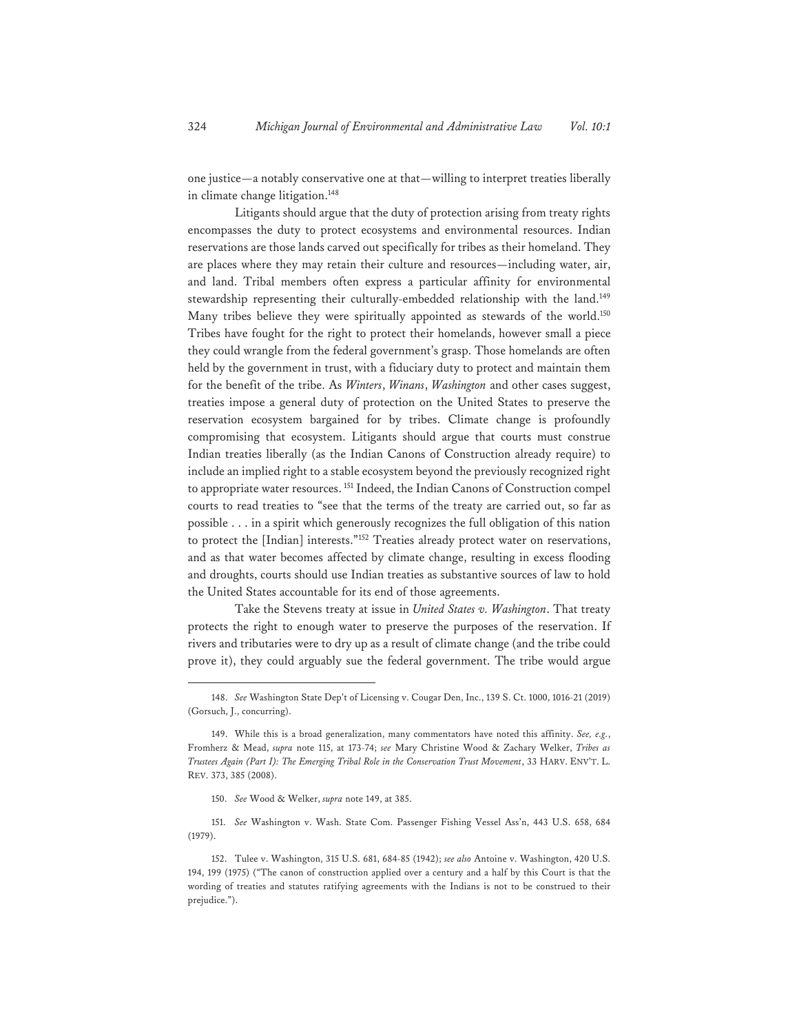one justice—a notably conservative one at that—willing to interpret treaties liberally in climate change litigation.[148]

Litigants should argue that the duty of protection arising from treaty rights encompasses the duty to protect ecosystems and environmental resources. Indian reservations are those lands carved out specifically for tribes as their homeland. They are places where they may retain their culture and resources—including water, air, and land. Tribal members often express a particular affinity for environmental stewardship representing their culturally-embedded relationship with the land.[149] Many tribes believe they were spiritually appointed as stewards of the world.[150] Tribes have fought for the right to protect their homelands, however small a piece they could wrangle from the federal government's grasp. Those homelands are often held by the government in trust, with a fiduciary duty to protect and maintain them for the benefit of the tribe. As *Winters*, *Winans*, *Washington* and other cases suggest, treaties impose a general duty of protection on the United States to preserve the reservation ecosystem bargained for by tribes. Climate change is profoundly compromising that ecosystem. Litigants should argue that courts must construe Indian treaties liberally (as the Indian Canons of Construction already require) to include an implied right to a stable ecosystem beyond the previously recognized right to appropriate water resources. [151] Indeed, the Indian Canons of Construction compel courts to read treaties to "see that the terms of the treaty are carried out, so far as possible . . . in a spirit which generously recognizes the full obligation of this nation to protect the [Indian] interests."[152] Treaties already protect water on reservations, and as that water becomes affected by climate change, resulting in excess flooding and droughts, courts should use Indian treaties as substantive sources of law to hold the United States accountable for its end of those agreements.

Take the Stevens treaty at issue in *United States v. Washington*. That treaty protects the right to enough water to preserve the purposes of the reservation. If rivers and tributaries were to dry up as a result of climate change (and the tribe could prove it), they could arguably sue the federal government. The tribe would argue

---

148. *See* Washington State Dep't of Licensing v. Cougar Den, Inc., 139 S. Ct. 1000, 1016-21 (2019) (Gorsuch, J., concurring).

149. While this is a broad generalization, many commentators have noted this affinity. *See, e.g.*, Fromherz & Mead, *supra* note 115, at 173-74; *see* Mary Christine Wood & Zachary Welker, *Tribes as Trustees Again (Part I): The Emerging Tribal Role in the Conservation Trust Movement*, 33 HARV. ENV'T. L. REV. 373, 385 (2008).

150. *See* Wood & Welker, *supra* note 149, at 385.

151. *See* Washington v. Wash. State Com. Passenger Fishing Vessel Ass'n, 443 U.S. 658, 684 (1979).

152. Tulee v. Washington, 315 U.S. 681, 684-85 (1942); *see also* Antoine v. Washington, 420 U.S. 194, 199 (1975) ("The canon of construction applied over a century and a half by this Court is that the wording of treaties and statutes ratifying agreements with the Indians is not to be construed to their prejudice.").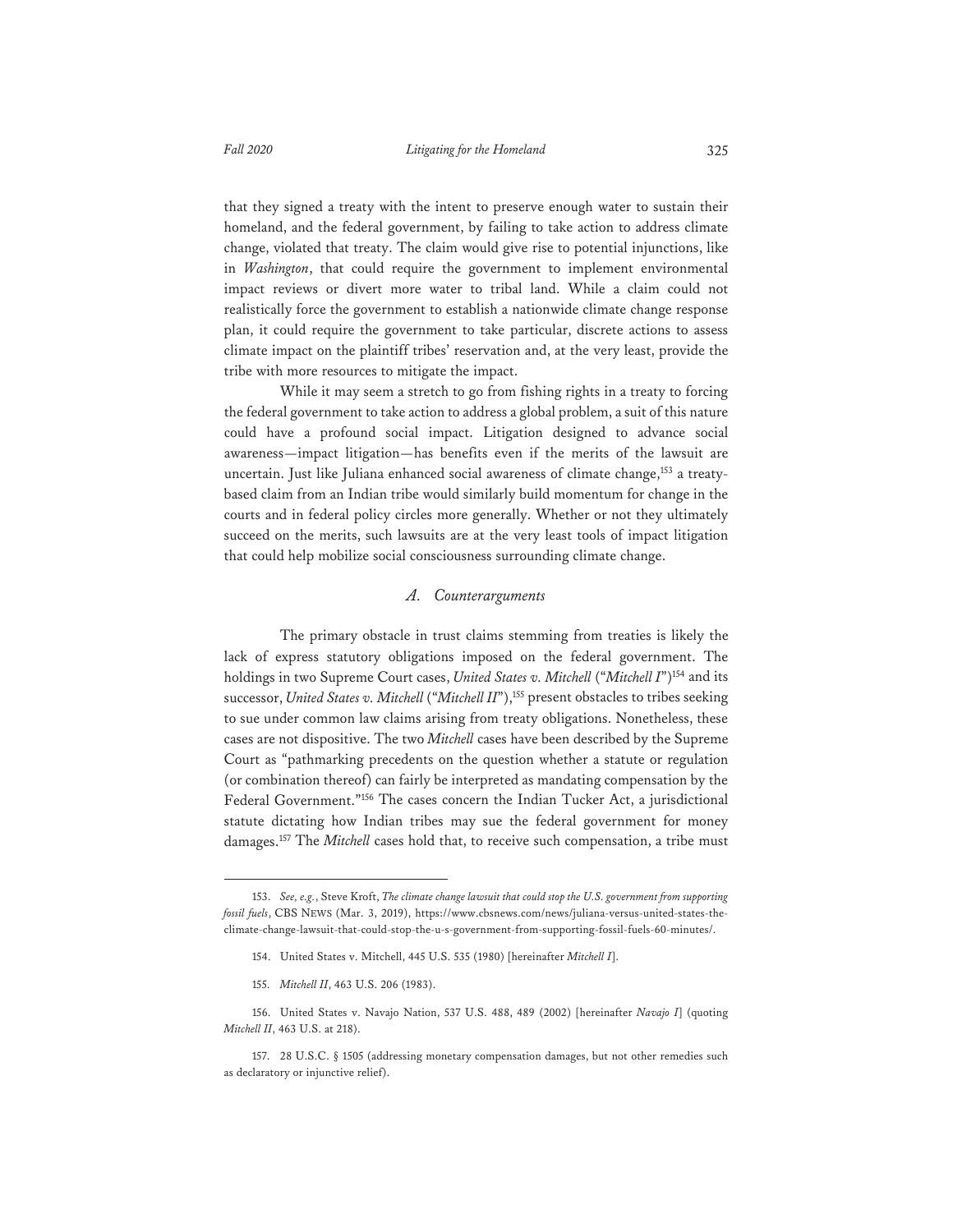that they signed a treaty with the intent to preserve enough water to sustain their homeland, and the federal government, by failing to take action to address climate change, violated that treaty. The claim would give rise to potential injunctions, like in *Washington*, that could require the government to implement environmental impact reviews or divert more water to tribal land. While a claim could not realistically force the government to establish a nationwide climate change response plan, it could require the government to take particular, discrete actions to assess climate impact on the plaintiff tribes' reservation and, at the very least, provide the tribe with more resources to mitigate the impact.

While it may seem a stretch to go from fishing rights in a treaty to forcing the federal government to take action to address a global problem, a suit of this nature could have a profound social impact. Litigation designed to advance social awareness—impact litigation—has benefits even if the merits of the lawsuit are uncertain. Just like Juliana enhanced social awareness of climate change,[153] a treaty-based claim from an Indian tribe would similarly build momentum for change in the courts and in federal policy circles more generally. Whether or not they ultimately succeed on the merits, such lawsuits are at the very least tools of impact litigation that could help mobilize social consciousness surrounding climate change.

### *A. Counterarguments*

The primary obstacle in trust claims stemming from treaties is likely the lack of express statutory obligations imposed on the federal government. The holdings in two Supreme Court cases, *United States v. Mitchell* ("*Mitchell I*")[154] and its successor, *United States v. Mitchell* ("*Mitchell II*"),[155] present obstacles to tribes seeking to sue under common law claims arising from treaty obligations. Nonetheless, these cases are not dispositive. The two *Mitchell* cases have been described by the Supreme Court as "pathmarking precedents on the question whether a statute or regulation (or combination thereof) can fairly be interpreted as mandating compensation by the Federal Government."[156] The cases concern the Indian Tucker Act, a jurisdictional statute dictating how Indian tribes may sue the federal government for money damages.[157] The *Mitchell* cases hold that, to receive such compensation, a tribe must

---

153. *See, e.g.*, Steve Kroft, *The climate change lawsuit that could stop the U.S. government from supporting fossil fuels*, CBS NEWS (Mar. 3, 2019), https://www.cbsnews.com/news/juliana-versus-united-states-the-climate-change-lawsuit-that-could-stop-the-u-s-government-from-supporting-fossil-fuels-60-minutes/.

154. United States v. Mitchell, 445 U.S. 535 (1980) [hereinafter *Mitchell I*].

155. *Mitchell II*, 463 U.S. 206 (1983).

156. United States v. Navajo Nation, 537 U.S. 488, 489 (2002) [hereinafter *Navajo I*] (quoting *Mitchell II*, 463 U.S. at 218).

157. 28 U.S.C. § 1505 (addressing monetary compensation damages, but not other remedies such as declaratory or injunctive relief).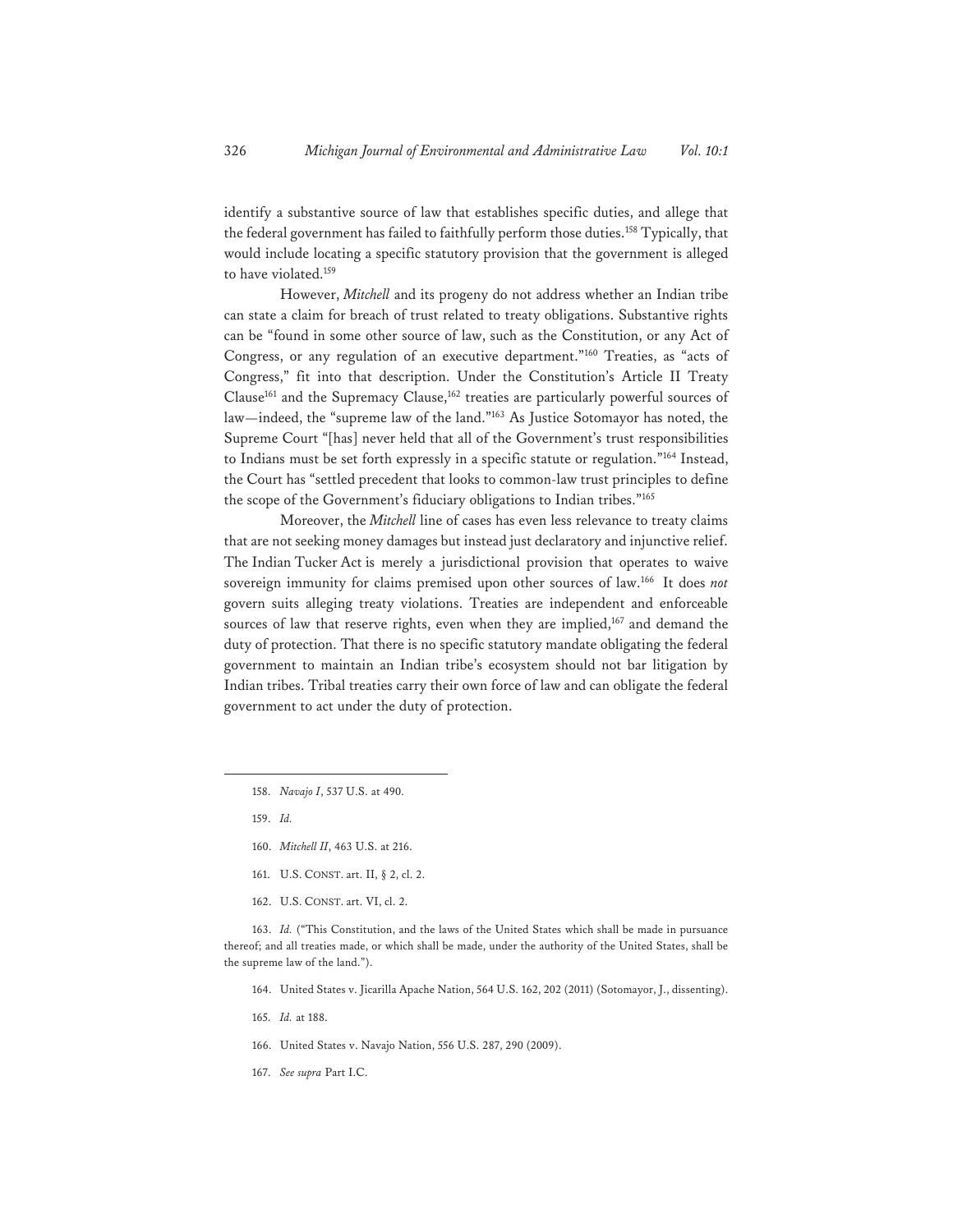identify a substantive source of law that establishes specific duties, and allege that the federal government has failed to faithfully perform those duties.[158] Typically, that would include locating a specific statutory provision that the government is alleged to have violated.[159]

However, *Mitchell* and its progeny do not address whether an Indian tribe can state a claim for breach of trust related to treaty obligations. Substantive rights can be "found in some other source of law, such as the Constitution, or any Act of Congress, or any regulation of an executive department."[160] Treaties, as "acts of Congress," fit into that description. Under the Constitution's Article II Treaty Clause[161] and the Supremacy Clause,[162] treaties are particularly powerful sources of law—indeed, the "supreme law of the land."[163] As Justice Sotomayor has noted, the Supreme Court "[has] never held that all of the Government's trust responsibilities to Indians must be set forth expressly in a specific statute or regulation."[164] Instead, the Court has "settled precedent that looks to common-law trust principles to define the scope of the Government's fiduciary obligations to Indian tribes."[165]

Moreover, the *Mitchell* line of cases has even less relevance to treaty claims that are not seeking money damages but instead just declaratory and injunctive relief. The Indian Tucker Act is merely a jurisdictional provision that operates to waive sovereign immunity for claims premised upon other sources of law.[166] It does *not* govern suits alleging treaty violations. Treaties are independent and enforceable sources of law that reserve rights, even when they are implied,[167] and demand the duty of protection. That there is no specific statutory mandate obligating the federal government to maintain an Indian tribe's ecosystem should not bar litigation by Indian tribes. Tribal treaties carry their own force of law and can obligate the federal government to act under the duty of protection.

---

158. *Navajo I*, 537 U.S. at 490.

159. *Id.*

160. *Mitchell II*, 463 U.S. at 216.

161. U.S. CONST. art. II, § 2, cl. 2.

162. U.S. CONST. art. VI, cl. 2.

163. *Id.* ("This Constitution, and the laws of the United States which shall be made in pursuance thereof; and all treaties made, or which shall be made, under the authority of the United States, shall be the supreme law of the land.").

164. United States v. Jicarilla Apache Nation, 564 U.S. 162, 202 (2011) (Sotomayor, J., dissenting).

165. *Id.* at 188.

166. United States v. Navajo Nation, 556 U.S. 287, 290 (2009).

167. *See supra* Part I.C.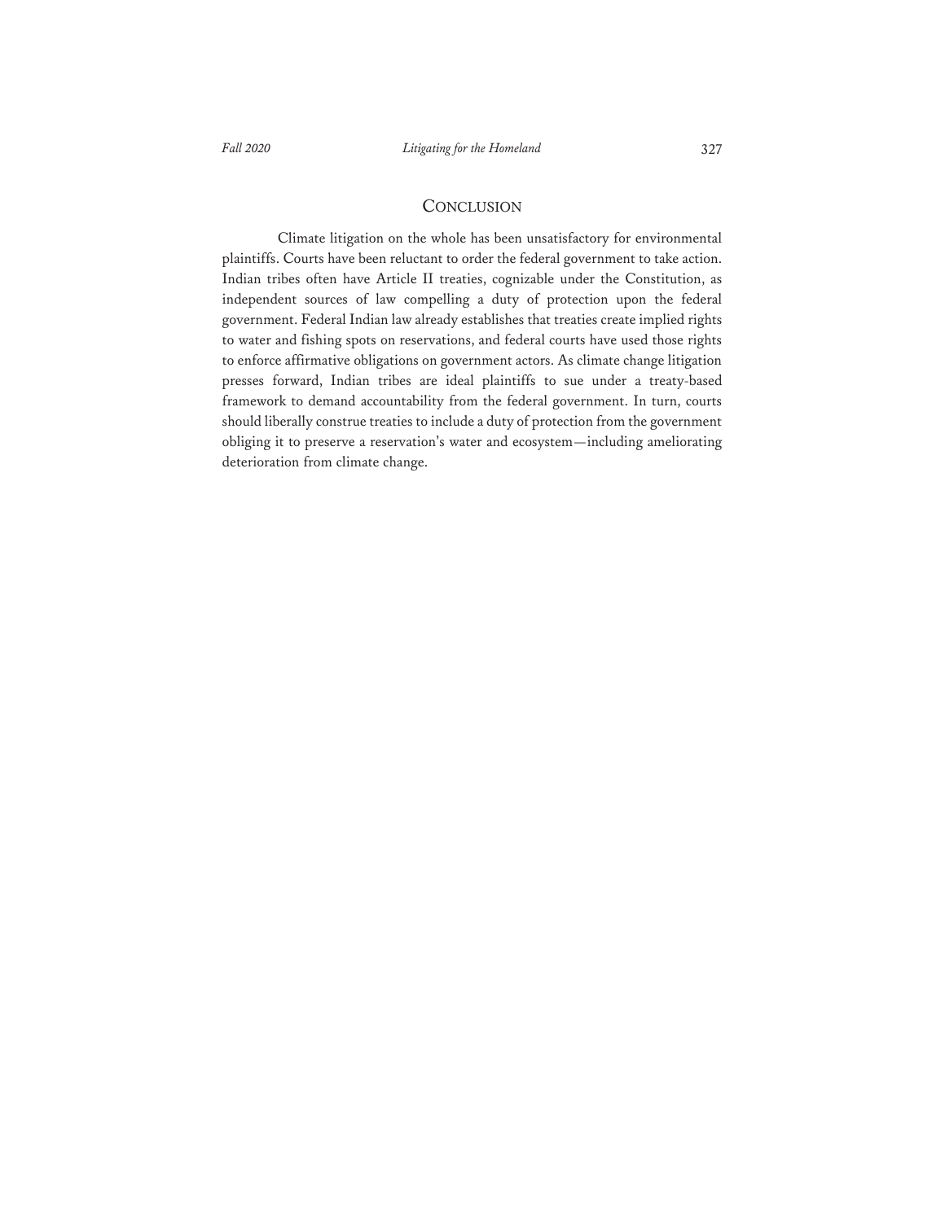## Conclusion

Climate litigation on the whole has been unsatisfactory for environmental plaintiffs. Courts have been reluctant to order the federal government to take action. Indian tribes often have Article II treaties, cognizable under the Constitution, as independent sources of law compelling a duty of protection upon the federal government. Federal Indian law already establishes that treaties create implied rights to water and fishing spots on reservations, and federal courts have used those rights to enforce affirmative obligations on government actors. As climate change litigation presses forward, Indian tribes are ideal plaintiffs to sue under a treaty-based framework to demand accountability from the federal government. In turn, courts should liberally construe treaties to include a duty of protection from the government obliging it to preserve a reservation's water and ecosystem—including ameliorating deterioration from climate change.